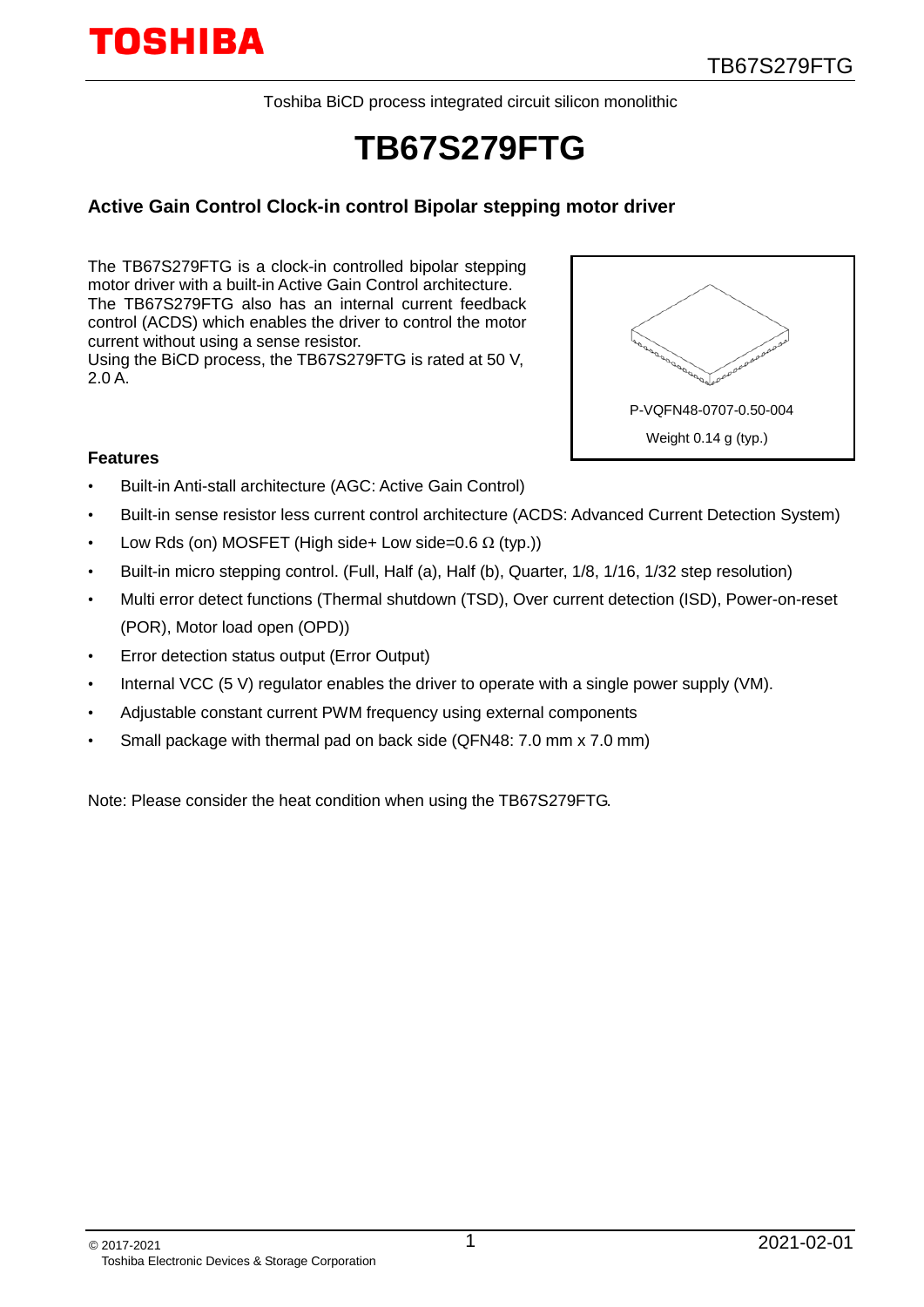Toshiba BiCD process integrated circuit silicon monolithic

# TB67S279FTG

## Active Gain Control Clock-in control Bipolar stepping motor driver

The TB67S279FTG is a clock-in controlled bipolar stepping motor driver with a built-in Active Gain Control architecture.
The TB67S279FTG also has an internal current feedback control (ACDS) which enables the driver to control the motor current without using a sense resistor.
Using the BiCD process, the TB67S279FTG is rated at 50 V, 2.0 A.

P-VQFN48-0707-0.50-004

Weight 0.14 g (typ.)

### Features

- Built-in Anti-stall architecture (AGC: Active Gain Control)
- Built-in sense resistor less current control architecture (ACDS: Advanced Current Detection System)
- Low Rds (on) MOSFET (High side+ Low side=0.6 Ω (typ.))
- Built-in micro stepping control. (Full, Half (a), Half (b), Quarter, 1/8, 1/16, 1/32 step resolution)
- Multi error detect functions (Thermal shutdown (TSD), Over current detection (ISD), Power-on-reset (POR), Motor load open (OPD))
- Error detection status output (Error Output)
- Internal VCC (5 V) regulator enables the driver to operate with a single power supply (VM).
- Adjustable constant current PWM frequency using external components
- Small package with thermal pad on back side (QFN48: 7.0 mm x 7.0 mm)

Note: Please consider the heat condition when using the TB67S279FTG.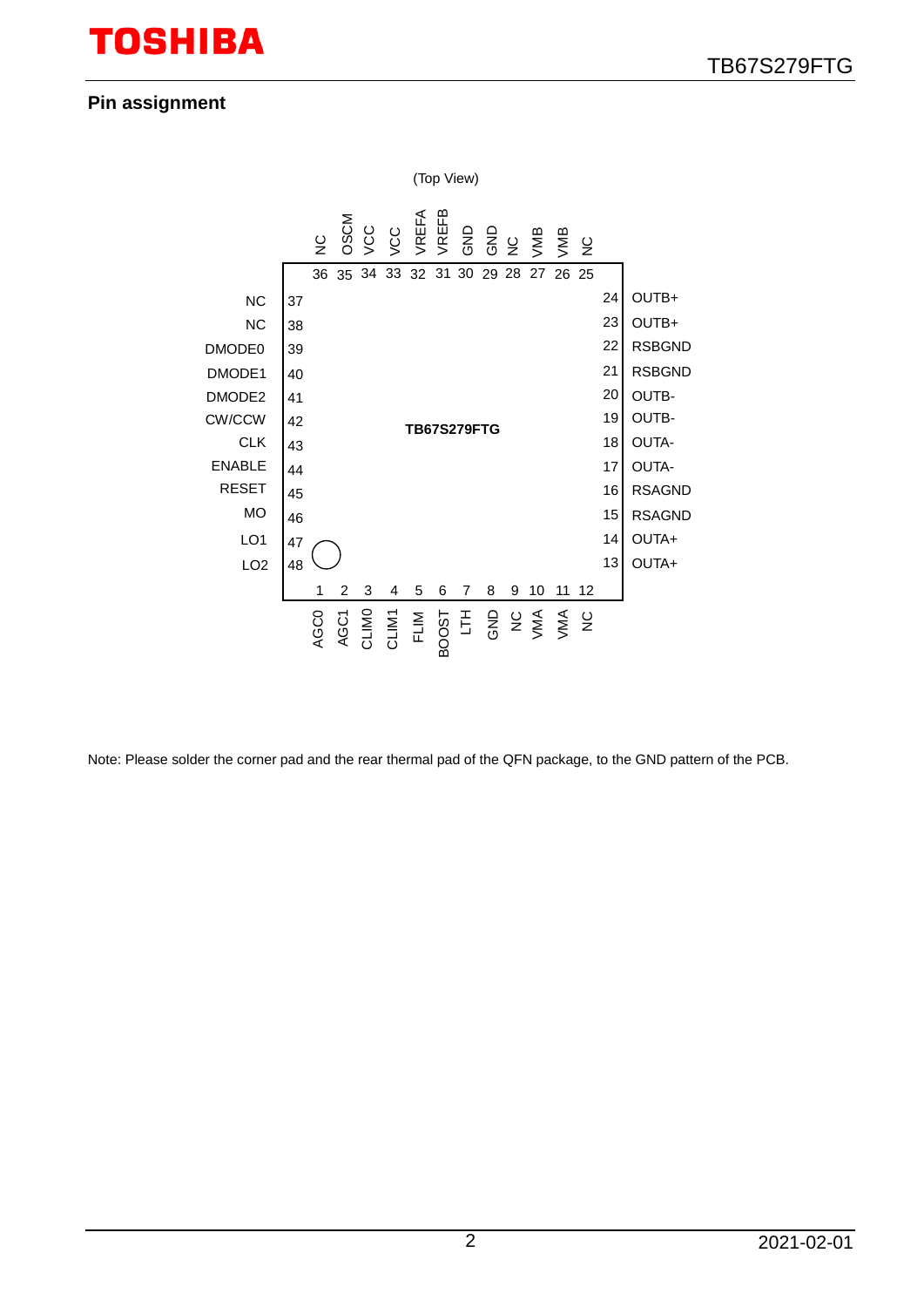## Pin assignment

(Top View)

| Pin No. | Pin Name | Pin No. | Pin Name |
|---|---|---|---|
| 1 | AGC0 | 25 | NC |
| 2 | AGC1 | 26 | VMB |
| 3 | CLIM0 | 27 | VMB |
| 4 | CLIM1 | 28 | NC |
| 5 | FLIM | 29 | GND |
| 6 | BOOST | 30 | GND |
| 7 | LTH | 31 | VREFB |
| 8 | GND | 32 | VREFA |
| 9 | NC | 33 | VCC |
| 10 | VMA | 34 | VCC |
| 11 | VMA | 35 | OSCM |
| 12 | NC | 36 | NC |
| 13 | OUTA+ | 37 | NC |
| 14 | OUTA+ | 38 | NC |
| 15 | RSAGND | 39 | DMODE0 |
| 16 | RSAGND | 40 | DMODE1 |
| 17 | OUTA- | 41 | DMODE2 |
| 18 | OUTA- | 42 | CW/CCW |
| 19 | OUTB- | 43 | CLK |
| 20 | OUTB- | 44 | ENABLE |
| 21 | RSBGND | 45 | RESET |
| 22 | RSBGND | 46 | MO |
| 23 | OUTB+ | 47 | LO1 |
| 24 | OUTB+ | 48 | LO2 |

TB67S279FTG

Note: Please solder the corner pad and the rear thermal pad of the QFN package, to the GND pattern of the PCB.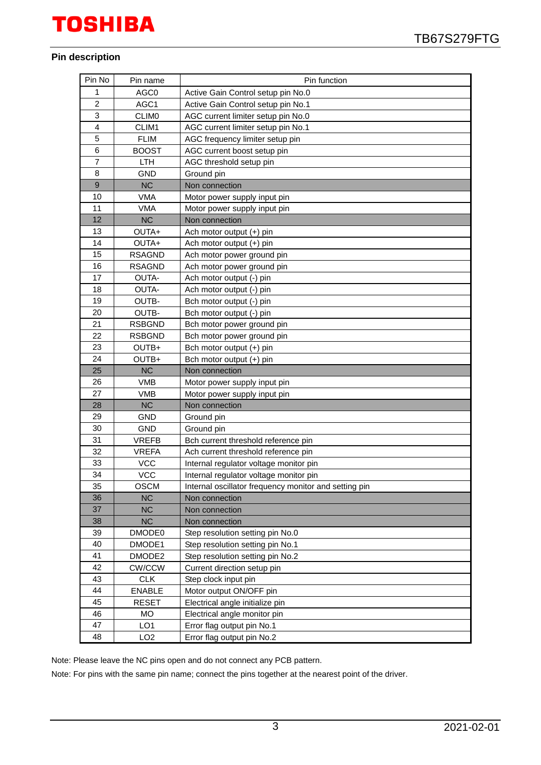## Pin description

| Pin No | Pin name | Pin function |
|---|---|---|
| 1 | AGC0 | Active Gain Control setup pin No.0 |
| 2 | AGC1 | Active Gain Control setup pin No.1 |
| 3 | CLIM0 | AGC current limiter setup pin No.0 |
| 4 | CLIM1 | AGC current limiter setup pin No.1 |
| 5 | FLIM | AGC frequency limiter setup pin |
| 6 | BOOST | AGC current boost setup pin |
| 7 | LTH | AGC threshold setup pin |
| 8 | GND | Ground pin |
| 9 | NC | Non connection |
| 10 | VMA | Motor power supply input pin |
| 11 | VMA | Motor power supply input pin |
| 12 | NC | Non connection |
| 13 | OUTA+ | Ach motor output (+) pin |
| 14 | OUTA+ | Ach motor output (+) pin |
| 15 | RSAGND | Ach motor power ground pin |
| 16 | RSAGND | Ach motor power ground pin |
| 17 | OUTA- | Ach motor output (-) pin |
| 18 | OUTA- | Ach motor output (-) pin |
| 19 | OUTB- | Bch motor output (-) pin |
| 20 | OUTB- | Bch motor output (-) pin |
| 21 | RSBGND | Bch motor power ground pin |
| 22 | RSBGND | Bch motor power ground pin |
| 23 | OUTB+ | Bch motor output (+) pin |
| 24 | OUTB+ | Bch motor output (+) pin |
| 25 | NC | Non connection |
| 26 | VMB | Motor power supply input pin |
| 27 | VMB | Motor power supply input pin |
| 28 | NC | Non connection |
| 29 | GND | Ground pin |
| 30 | GND | Ground pin |
| 31 | VREFB | Bch current threshold reference pin |
| 32 | VREFA | Ach current threshold reference pin |
| 33 | VCC | Internal regulator voltage monitor pin |
| 34 | VCC | Internal regulator voltage monitor pin |
| 35 | OSCM | Internal oscillator frequency monitor and setting pin |
| 36 | NC | Non connection |
| 37 | NC | Non connection |
| 38 | NC | Non connection |
| 39 | DMODE0 | Step resolution setting pin No.0 |
| 40 | DMODE1 | Step resolution setting pin No.1 |
| 41 | DMODE2 | Step resolution setting pin No.2 |
| 42 | CW/CCW | Current direction setup pin |
| 43 | CLK | Step clock input pin |
| 44 | ENABLE | Motor output ON/OFF pin |
| 45 | RESET | Electrical angle initialize pin |
| 46 | MO | Electrical angle monitor pin |
| 47 | LO1 | Error flag output pin No.1 |
| 48 | LO2 | Error flag output pin No.2 |

Note: Please leave the NC pins open and do not connect any PCB pattern.

Note: For pins with the same pin name; connect the pins together at the nearest point of the driver.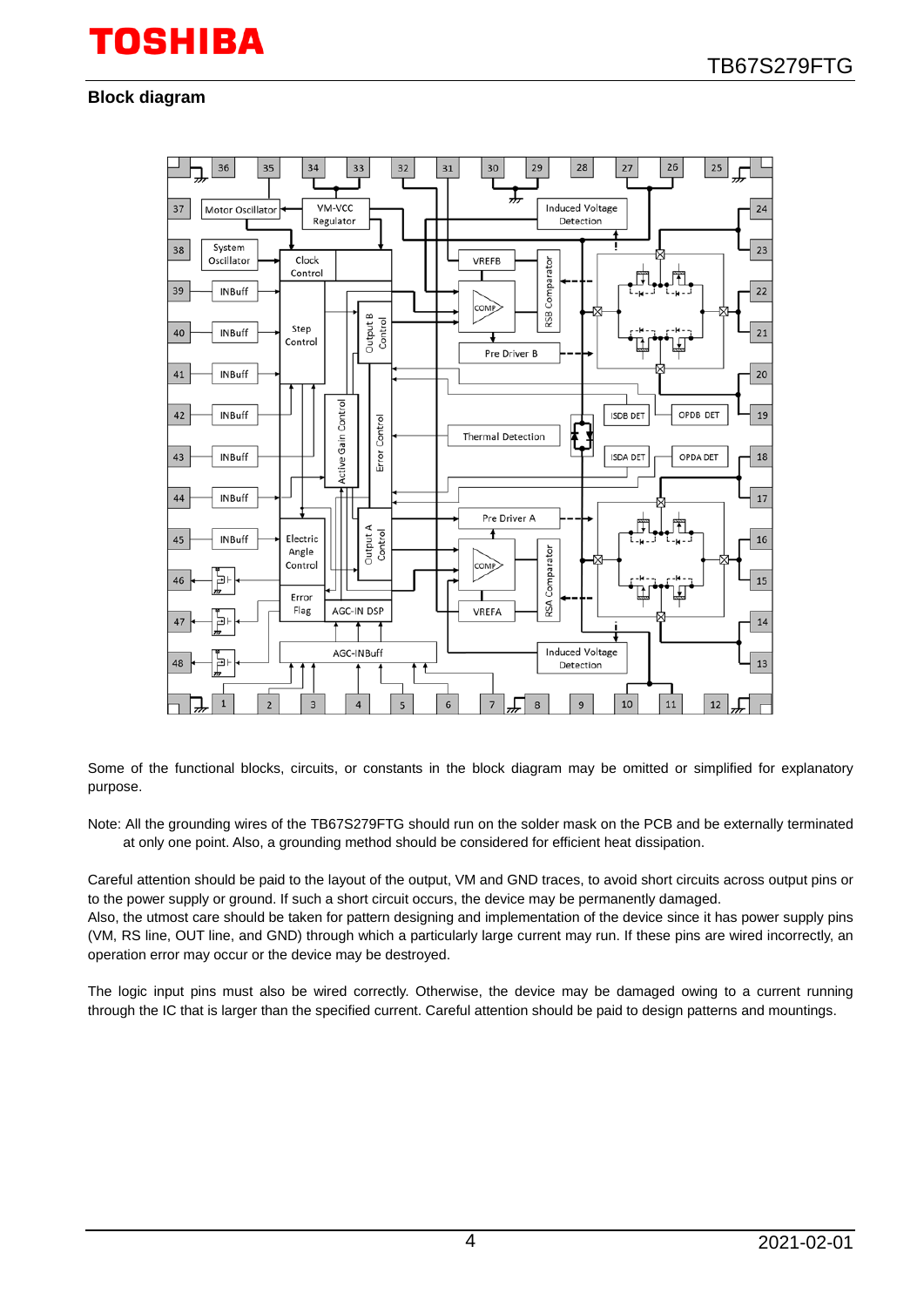## Block diagram

Some of the functional blocks, circuits, or constants in the block diagram may be omitted or simplified for explanatory purpose.

Note: All the grounding wires of the TB67S279FTG should run on the solder mask on the PCB and be externally terminated at only one point. Also, a grounding method should be considered for efficient heat dissipation.

Careful attention should be paid to the layout of the output, VM and GND traces, to avoid short circuits across output pins or to the power supply or ground. If such a short circuit occurs, the device may be permanently damaged.
Also, the utmost care should be taken for pattern designing and implementation of the device since it has power supply pins (VM, RS line, OUT line, and GND) through which a particularly large current may run. If these pins are wired incorrectly, an operation error may occur or the device may be destroyed.

The logic input pins must also be wired correctly. Otherwise, the device may be damaged owing to a current running through the IC that is larger than the specified current. Careful attention should be paid to design patterns and mountings.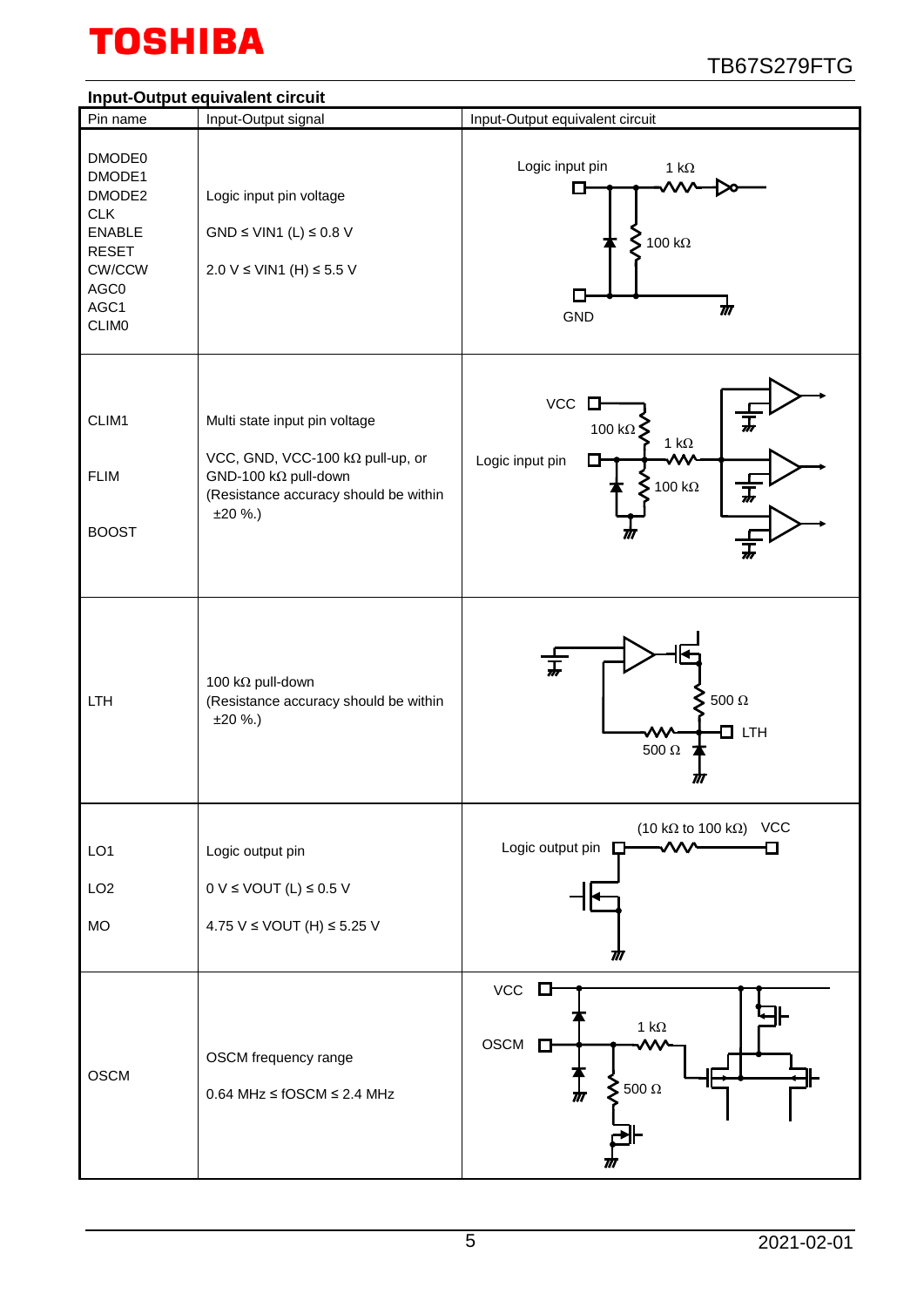## Input-Output equivalent circuit

| Pin name | Input-Output signal | Input-Output equivalent circuit |
|---|---|---|
| DMODE0<br>DMODE1<br>DMODE2<br>CLK<br>ENABLE<br>RESET<br>CW/CCW<br>AGC0<br>AGC1<br>CLIM0 | Logic input pin voltage<br><br>GND ≤ VIN1 (L) ≤ 0.8 V<br><br>2.0 V ≤ VIN1 (H) ≤ 5.5 V | Logic input pin, 1 kΩ, 100 kΩ, GND |
| CLIM1<br><br>FLIM<br><br>BOOST | Multi state input pin voltage<br><br>VCC, GND, VCC-100 kΩ pull-up, or GND-100 kΩ pull-down<br>(Resistance accuracy should be within ±20 %.) | VCC, 100 kΩ, Logic input pin, 1 kΩ, 100 kΩ |
| LTH | 100 kΩ pull-down<br>(Resistance accuracy should be within ±20 %.) | 500 Ω, LTH, 500 Ω |
| LO1<br><br>LO2<br><br>MO | Logic output pin<br><br>0 V ≤ VOUT (L) ≤ 0.5 V<br><br>4.75 V ≤ VOUT (H) ≤ 5.25 V | Logic output pin, (10 kΩ to 100 kΩ), VCC |
| OSCM | OSCM frequency range<br><br>0.64 MHz ≤ fOSCM ≤ 2.4 MHz | VCC, OSCM, 1 kΩ, 500 Ω |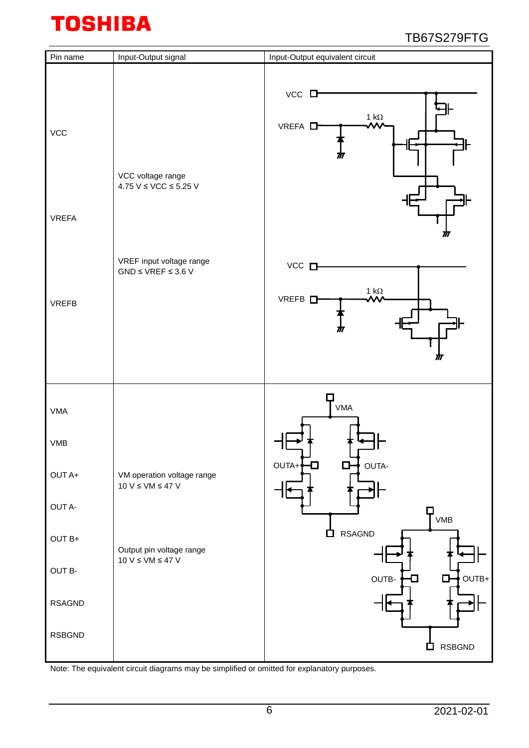| Pin name | Input-Output signal | Input-Output equivalent circuit |
|---|---|---|
| VCC<br>VREFA<br>VREFB | VCC voltage range<br>4.75 V ≤ VCC ≤ 5.25 V<br><br>VREF input voltage range<br>GND ≤ VREF ≤ 3.6 V | |
| VMA<br>VMB<br>OUT A+<br>OUT A-<br>OUT B+<br>OUT B-<br>RSAGND<br>RSBGND | VM operation voltage range<br>10 V ≤ VM ≤ 47 V<br><br>Output pin voltage range<br>10 V ≤ VM ≤ 47 V | |

Note: The equivalent circuit diagrams may be simplified or omitted for explanatory purposes.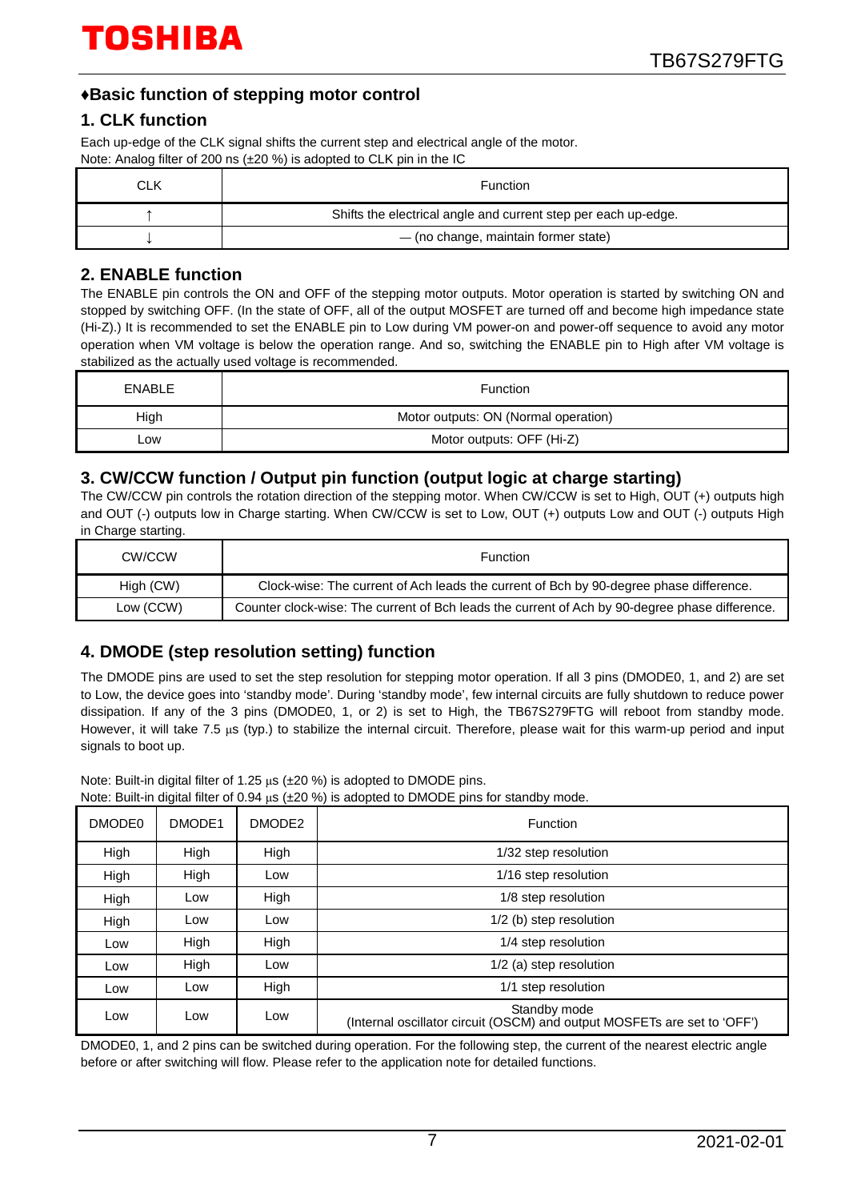## ♦Basic function of stepping motor control

### 1. CLK function

Each up-edge of the CLK signal shifts the current step and electrical angle of the motor.
Note: Analog filter of 200 ns (±20 %) is adopted to CLK pin in the IC

| CLK | Function |
|---|---|
| ↑ | Shifts the electrical angle and current step per each up-edge. |
| ↓ | — (no change, maintain former state) |

### 2. ENABLE function

The ENABLE pin controls the ON and OFF of the stepping motor outputs. Motor operation is started by switching ON and stopped by switching OFF. (In the state of OFF, all of the output MOSFET are turned off and become high impedance state (Hi-Z).) It is recommended to set the ENABLE pin to Low during VM power-on and power-off sequence to avoid any motor operation when VM voltage is below the operation range. And so, switching the ENABLE pin to High after VM voltage is stabilized as the actually used voltage is recommended.

| ENABLE | Function |
|---|---|
| High | Motor outputs: ON (Normal operation) |
| Low | Motor outputs: OFF (Hi-Z) |

### 3. CW/CCW function / Output pin function (output logic at charge starting)

The CW/CCW pin controls the rotation direction of the stepping motor. When CW/CCW is set to High, OUT (+) outputs high and OUT (-) outputs low in Charge starting. When CW/CCW is set to Low, OUT (+) outputs Low and OUT (-) outputs High in Charge starting.

| CW/CCW | Function |
|---|---|
| High (CW) | Clock-wise: The current of Ach leads the current of Bch by 90-degree phase difference. |
| Low (CCW) | Counter clock-wise: The current of Bch leads the current of Ach by 90-degree phase difference. |

### 4. DMODE (step resolution setting) function

The DMODE pins are used to set the step resolution for stepping motor operation. If all 3 pins (DMODE0, 1, and 2) are set to Low, the device goes into 'standby mode'. During 'standby mode', few internal circuits are fully shutdown to reduce power dissipation. If any of the 3 pins (DMODE0, 1, or 2) is set to High, the TB67S279FTG will reboot from standby mode. However, it will take 7.5 μs (typ.) to stabilize the internal circuit. Therefore, please wait for this warm-up period and input signals to boot up.

Note: Built-in digital filter of 1.25 μs (±20 %) is adopted to DMODE pins.
Note: Built-in digital filter of 0.94 μs (±20 %) is adopted to DMODE pins for standby mode.

| DMODE0 | DMODE1 | DMODE2 | Function |
|---|---|---|---|
| High | High | High | 1/32 step resolution |
| High | High | Low | 1/16 step resolution |
| High | Low | High | 1/8 step resolution |
| High | Low | Low | 1/2 (b) step resolution |
| Low | High | High | 1/4 step resolution |
| Low | High | Low | 1/2 (a) step resolution |
| Low | Low | High | 1/1 step resolution |
| Low | Low | Low | Standby mode<br>(Internal oscillator circuit (OSCM) and output MOSFETs are set to 'OFF') |

DMODE0, 1, and 2 pins can be switched during operation. For the following step, the current of the nearest electric angle before or after switching will flow. Please refer to the application note for detailed functions.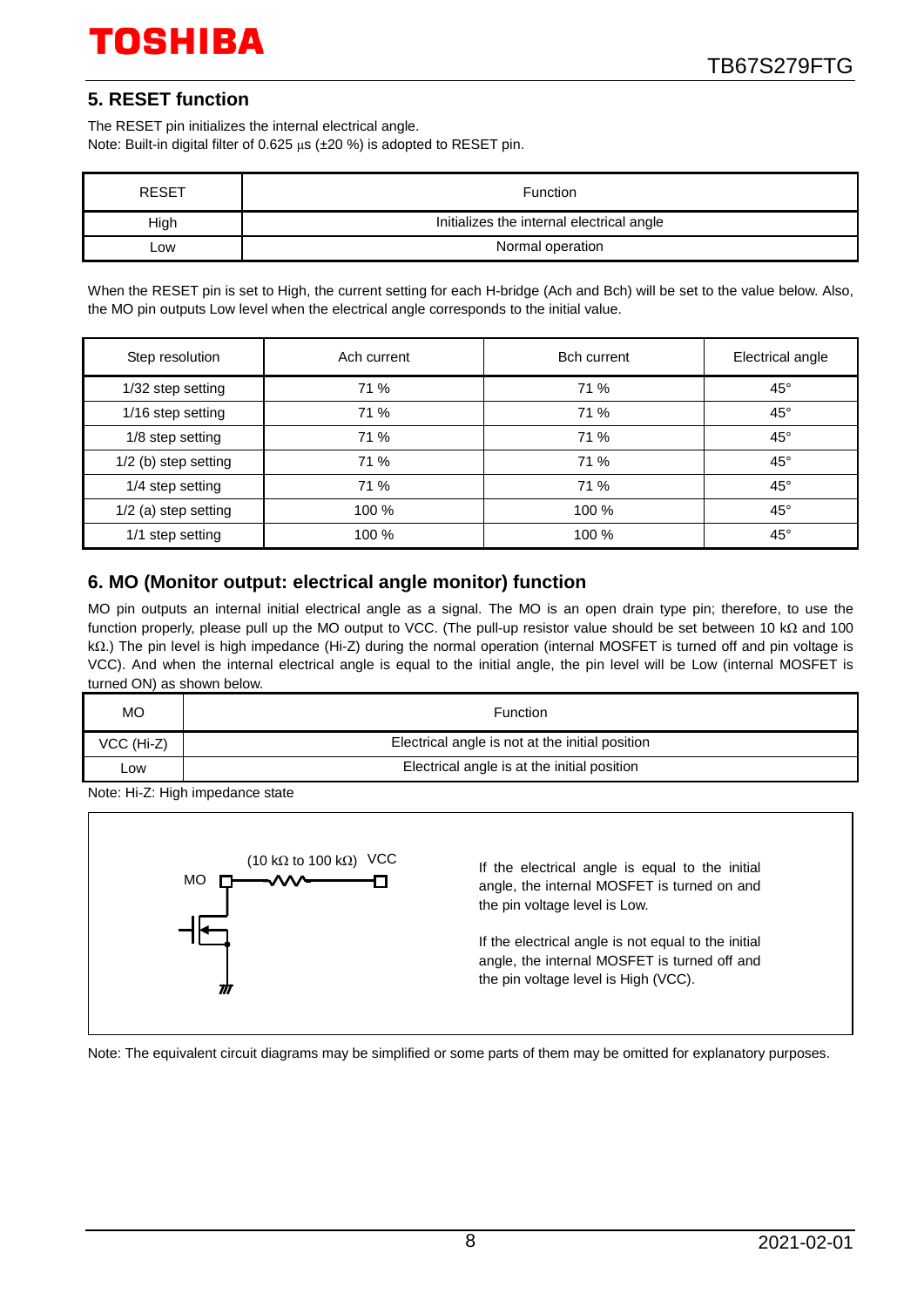## 5. RESET function

The RESET pin initializes the internal electrical angle.
Note: Built-in digital filter of 0.625 μs (±20 %) is adopted to RESET pin.

| RESET | Function |
|---|---|
| High | Initializes the internal electrical angle |
| Low | Normal operation |

When the RESET pin is set to High, the current setting for each H-bridge (Ach and Bch) will be set to the value below. Also, the MO pin outputs Low level when the electrical angle corresponds to the initial value.

| Step resolution | Ach current | Bch current | Electrical angle |
|---|---|---|---|
| 1/32 step setting | 71 % | 71 % | 45° |
| 1/16 step setting | 71 % | 71 % | 45° |
| 1/8 step setting | 71 % | 71 % | 45° |
| 1/2 (b) step setting | 71 % | 71 % | 45° |
| 1/4 step setting | 71 % | 71 % | 45° |
| 1/2 (a) step setting | 100 % | 100 % | 45° |
| 1/1 step setting | 100 % | 100 % | 45° |

## 6. MO (Monitor output: electrical angle monitor) function

MO pin outputs an internal initial electrical angle as a signal. The MO is an open drain type pin; therefore, to use the function properly, please pull up the MO output to VCC. (The pull-up resistor value should be set between 10 kΩ and 100 kΩ.) The pin level is high impedance (Hi-Z) during the normal operation (internal MOSFET is turned off and pin voltage is VCC). And when the internal electrical angle is equal to the initial angle, the pin level will be Low (internal MOSFET is turned ON) as shown below.

| MO | Function |
|---|---|
| VCC (Hi-Z) | Electrical angle is not at the initial position |
| Low | Electrical angle is at the initial position |

Note: Hi-Z: High impedance state

MO — (10 kΩ to 100 kΩ) — VCC

If the electrical angle is equal to the initial angle, the internal MOSFET is turned on and the pin voltage level is Low.

If the electrical angle is not equal to the initial angle, the internal MOSFET is turned off and the pin voltage level is High (VCC).

Note: The equivalent circuit diagrams may be simplified or some parts of them may be omitted for explanatory purposes.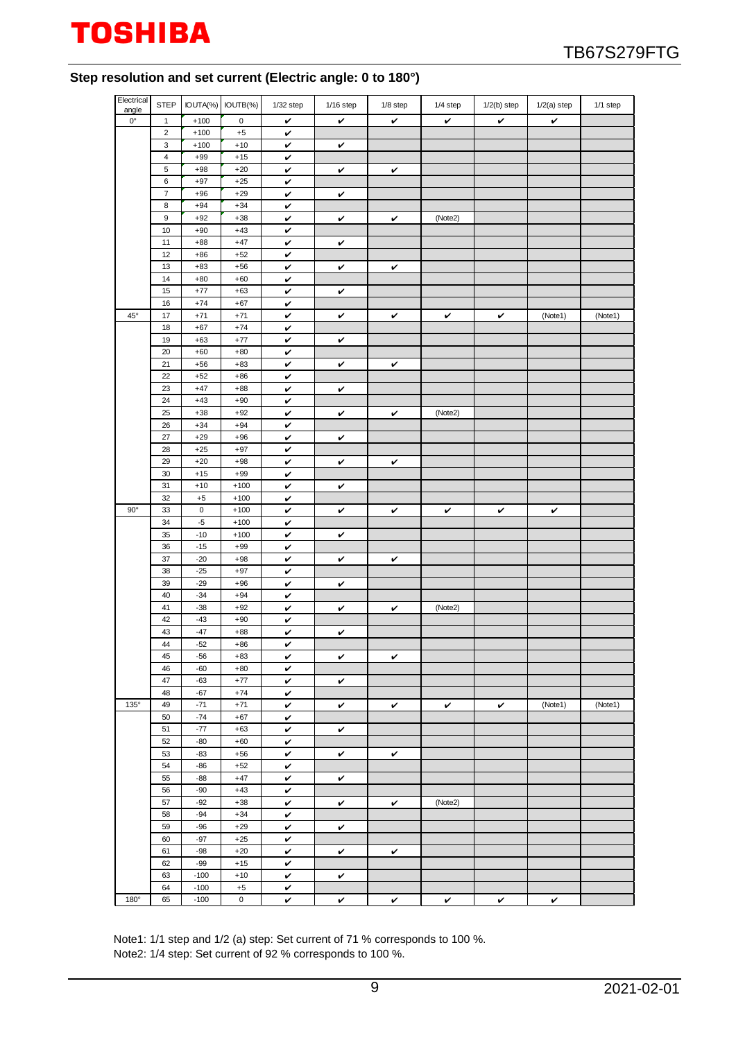## Step resolution and set current (Electric angle: 0 to 180°)

| Electrical angle | STEP | IOUTA(%) | IOUTB(%) | 1/32 step | 1/16 step | 1/8 step | 1/4 step | 1/2(b) step | 1/2(a) step | 1/1 step |
|---|---|---|---|---|---|---|---|---|---|---|
| 0° | 1 | +100 | 0 | ✔ | ✔ | ✔ | ✔ | ✔ | ✔ | |
| | 2 | +100 | +5 | ✔ | | | | | | |
| | 3 | +100 | +10 | ✔ | ✔ | | | | | |
| | 4 | +99 | +15 | ✔ | | | | | | |
| | 5 | +98 | +20 | ✔ | ✔ | ✔ | | | | |
| | 6 | +97 | +25 | ✔ | | | | | | |
| | 7 | +96 | +29 | ✔ | ✔ | | | | | |
| | 8 | +94 | +34 | ✔ | | | | | | |
| | 9 | +92 | +38 | ✔ | ✔ | ✔ | (Note2) | | | |
| | 10 | +90 | +43 | ✔ | | | | | | |
| | 11 | +88 | +47 | ✔ | ✔ | | | | | |
| | 12 | +86 | +52 | ✔ | | | | | | |
| | 13 | +83 | +56 | ✔ | ✔ | ✔ | | | | |
| | 14 | +80 | +60 | ✔ | | | | | | |
| | 15 | +77 | +63 | ✔ | ✔ | | | | | |
| | 16 | +74 | +67 | ✔ | | | | | | |
| 45° | 17 | +71 | +71 | ✔ | ✔ | ✔ | ✔ | ✔ | (Note1) | (Note1) |
| | 18 | +67 | +74 | ✔ | | | | | | |
| | 19 | +63 | +77 | ✔ | ✔ | | | | | |
| | 20 | +60 | +80 | ✔ | | | | | | |
| | 21 | +56 | +83 | ✔ | ✔ | ✔ | | | | |
| | 22 | +52 | +86 | ✔ | | | | | | |
| | 23 | +47 | +88 | ✔ | ✔ | | | | | |
| | 24 | +43 | +90 | ✔ | | | | | | |
| | 25 | +38 | +92 | ✔ | ✔ | ✔ | (Note2) | | | |
| | 26 | +34 | +94 | ✔ | | | | | | |
| | 27 | +29 | +96 | ✔ | ✔ | | | | | |
| | 28 | +25 | +97 | ✔ | | | | | | |
| | 29 | +20 | +98 | ✔ | ✔ | ✔ | | | | |
| | 30 | +15 | +99 | ✔ | | | | | | |
| | 31 | +10 | +100 | ✔ | ✔ | | | | | |
| | 32 | +5 | +100 | ✔ | | | | | | |
| 90° | 33 | 0 | +100 | ✔ | ✔ | ✔ | ✔ | ✔ | ✔ | |
| | 34 | -5 | +100 | ✔ | | | | | | |
| | 35 | -10 | +100 | ✔ | ✔ | | | | | |
| | 36 | -15 | +99 | ✔ | | | | | | |
| | 37 | -20 | +98 | ✔ | ✔ | ✔ | | | | |
| | 38 | -25 | +97 | ✔ | | | | | | |
| | 39 | -29 | +96 | ✔ | ✔ | | | | | |
| | 40 | -34 | +94 | ✔ | | | | | | |
| | 41 | -38 | +92 | ✔ | ✔ | ✔ | (Note2) | | | |
| | 42 | -43 | +90 | ✔ | | | | | | |
| | 43 | -47 | +88 | ✔ | ✔ | | | | | |
| | 44 | -52 | +86 | ✔ | | | | | | |
| | 45 | -56 | +83 | ✔ | ✔ | ✔ | | | | |
| | 46 | -60 | +80 | ✔ | | | | | | |
| | 47 | -63 | +77 | ✔ | ✔ | | | | | |
| | 48 | -67 | +74 | ✔ | | | | | | |
| 135° | 49 | -71 | +71 | ✔ | ✔ | ✔ | ✔ | ✔ | (Note1) | (Note1) |
| | 50 | -74 | +67 | ✔ | | | | | | |
| | 51 | -77 | +63 | ✔ | ✔ | | | | | |
| | 52 | -80 | +60 | ✔ | | | | | | |
| | 53 | -83 | +56 | ✔ | ✔ | ✔ | | | | |
| | 54 | -86 | +52 | ✔ | | | | | | |
| | 55 | -88 | +47 | ✔ | ✔ | | | | | |
| | 56 | -90 | +43 | ✔ | | | | | | |
| | 57 | -92 | +38 | ✔ | ✔ | ✔ | (Note2) | | | |
| | 58 | -94 | +34 | ✔ | | | | | | |
| | 59 | -96 | +29 | ✔ | ✔ | | | | | |
| | 60 | -97 | +25 | ✔ | | | | | | |
| | 61 | -98 | +20 | ✔ | ✔ | ✔ | | | | |
| | 62 | -99 | +15 | ✔ | | | | | | |
| | 63 | -100 | +10 | ✔ | ✔ | | | | | |
| | 64 | -100 | +5 | ✔ | | | | | | |
| 180° | 65 | -100 | 0 | ✔ | ✔ | ✔ | ✔ | ✔ | ✔ | |

Note1: 1/1 step and 1/2 (a) step: Set current of 71 % corresponds to 100 %.
Note2: 1/4 step: Set current of 92 % corresponds to 100 %.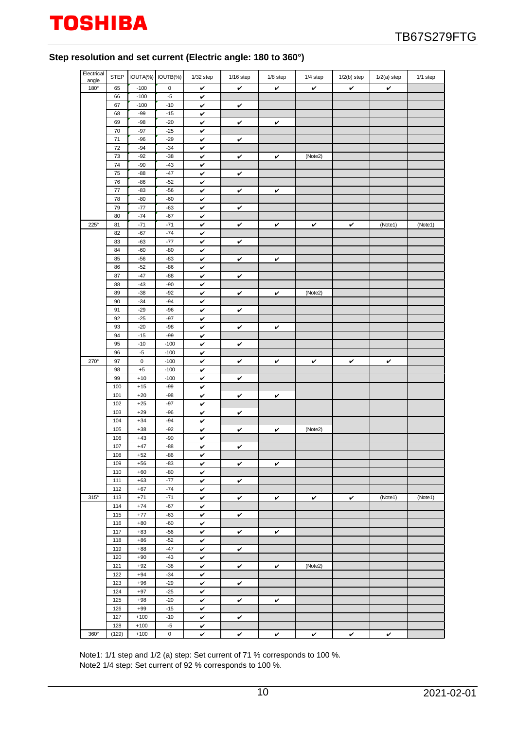## Step resolution and set current (Electric angle: 180 to 360°)

| Electrical angle | STEP | IOUTA(%) | IOUTB(%) | 1/32 step | 1/16 step | 1/8 step | 1/4 step | 1/2(b) step | 1/2(a) step | 1/1 step |
|---|---|---|---|---|---|---|---|---|---|---|
| 180° | 65 | -100 | 0 | ✔ | ✔ | ✔ | ✔ | ✔ | ✔ | |
| | 66 | -100 | -5 | ✔ | | | | | | |
| | 67 | -100 | -10 | ✔ | ✔ | | | | | |
| | 68 | -99 | -15 | ✔ | | | | | | |
| | 69 | -98 | -20 | ✔ | ✔ | ✔ | | | | |
| | 70 | -97 | -25 | ✔ | | | | | | |
| | 71 | -96 | -29 | ✔ | ✔ | | | | | |
| | 72 | -94 | -34 | ✔ | | | | | | |
| | 73 | -92 | -38 | ✔ | ✔ | ✔ | (Note2) | | | |
| | 74 | -90 | -43 | ✔ | | | | | | |
| | 75 | -88 | -47 | ✔ | ✔ | | | | | |
| | 76 | -86 | -52 | ✔ | | | | | | |
| | 77 | -83 | -56 | ✔ | ✔ | ✔ | | | | |
| | 78 | -80 | -60 | ✔ | | | | | | |
| | 79 | -77 | -63 | ✔ | ✔ | | | | | |
| | 80 | -74 | -67 | ✔ | | | | | | |
| 225° | 81 | -71 | -71 | ✔ | ✔ | ✔ | ✔ | ✔ | (Note1) | (Note1) |
| | 82 | -67 | -74 | ✔ | | | | | | |
| | 83 | -63 | -77 | ✔ | ✔ | | | | | |
| | 84 | -60 | -80 | ✔ | | | | | | |
| | 85 | -56 | -83 | ✔ | ✔ | ✔ | | | | |
| | 86 | -52 | -86 | ✔ | | | | | | |
| | 87 | -47 | -88 | ✔ | ✔ | | | | | |
| | 88 | -43 | -90 | ✔ | | | | | | |
| | 89 | -38 | -92 | ✔ | ✔ | ✔ | (Note2) | | | |
| | 90 | -34 | -94 | ✔ | | | | | | |
| | 91 | -29 | -96 | ✔ | ✔ | | | | | |
| | 92 | -25 | -97 | ✔ | | | | | | |
| | 93 | -20 | -98 | ✔ | ✔ | ✔ | | | | |
| | 94 | -15 | -99 | ✔ | | | | | | |
| | 95 | -10 | -100 | ✔ | ✔ | | | | | |
| | 96 | -5 | -100 | ✔ | | | | | | |
| 270° | 97 | 0 | -100 | ✔ | ✔ | ✔ | ✔ | ✔ | ✔ | |
| | 98 | +5 | -100 | ✔ | | | | | | |
| | 99 | +10 | -100 | ✔ | ✔ | | | | | |
| | 100 | +15 | -99 | ✔ | | | | | | |
| | 101 | +20 | -98 | ✔ | ✔ | ✔ | | | | |
| | 102 | +25 | -97 | ✔ | | | | | | |
| | 103 | +29 | -96 | ✔ | ✔ | | | | | |
| | 104 | +34 | -94 | ✔ | | | | | | |
| | 105 | +38 | -92 | ✔ | ✔ | ✔ | (Note2) | | | |
| | 106 | +43 | -90 | ✔ | | | | | | |
| | 107 | +47 | -88 | ✔ | ✔ | | | | | |
| | 108 | +52 | -86 | ✔ | | | | | | |
| | 109 | +56 | -83 | ✔ | ✔ | ✔ | | | | |
| | 110 | +60 | -80 | ✔ | | | | | | |
| | 111 | +63 | -77 | ✔ | ✔ | | | | | |
| | 112 | +67 | -74 | ✔ | | | | | | |
| 315° | 113 | +71 | -71 | ✔ | ✔ | ✔ | ✔ | ✔ | (Note1) | (Note1) |
| | 114 | +74 | -67 | ✔ | | | | | | |
| | 115 | +77 | -63 | ✔ | ✔ | | | | | |
| | 116 | +80 | -60 | ✔ | | | | | | |
| | 117 | +83 | -56 | ✔ | ✔ | ✔ | | | | |
| | 118 | +86 | -52 | ✔ | | | | | | |
| | 119 | +88 | -47 | ✔ | ✔ | | | | | |
| | 120 | +90 | -43 | ✔ | | | | | | |
| | 121 | +92 | -38 | ✔ | ✔ | ✔ | (Note2) | | | |
| | 122 | +94 | -34 | ✔ | | | | | | |
| | 123 | +96 | -29 | ✔ | ✔ | | | | | |
| | 124 | +97 | -25 | ✔ | | | | | | |
| | 125 | +98 | -20 | ✔ | ✔ | ✔ | | | | |
| | 126 | +99 | -15 | ✔ | | | | | | |
| | 127 | +100 | -10 | ✔ | ✔ | | | | | |
| | 128 | +100 | -5 | ✔ | | | | | | |
| 360° | (129) | +100 | 0 | ✔ | ✔ | ✔ | ✔ | ✔ | ✔ | |

Note1: 1/1 step and 1/2 (a) step: Set current of 71 % corresponds to 100 %.
Note2 1/4 step: Set current of 92 % corresponds to 100 %.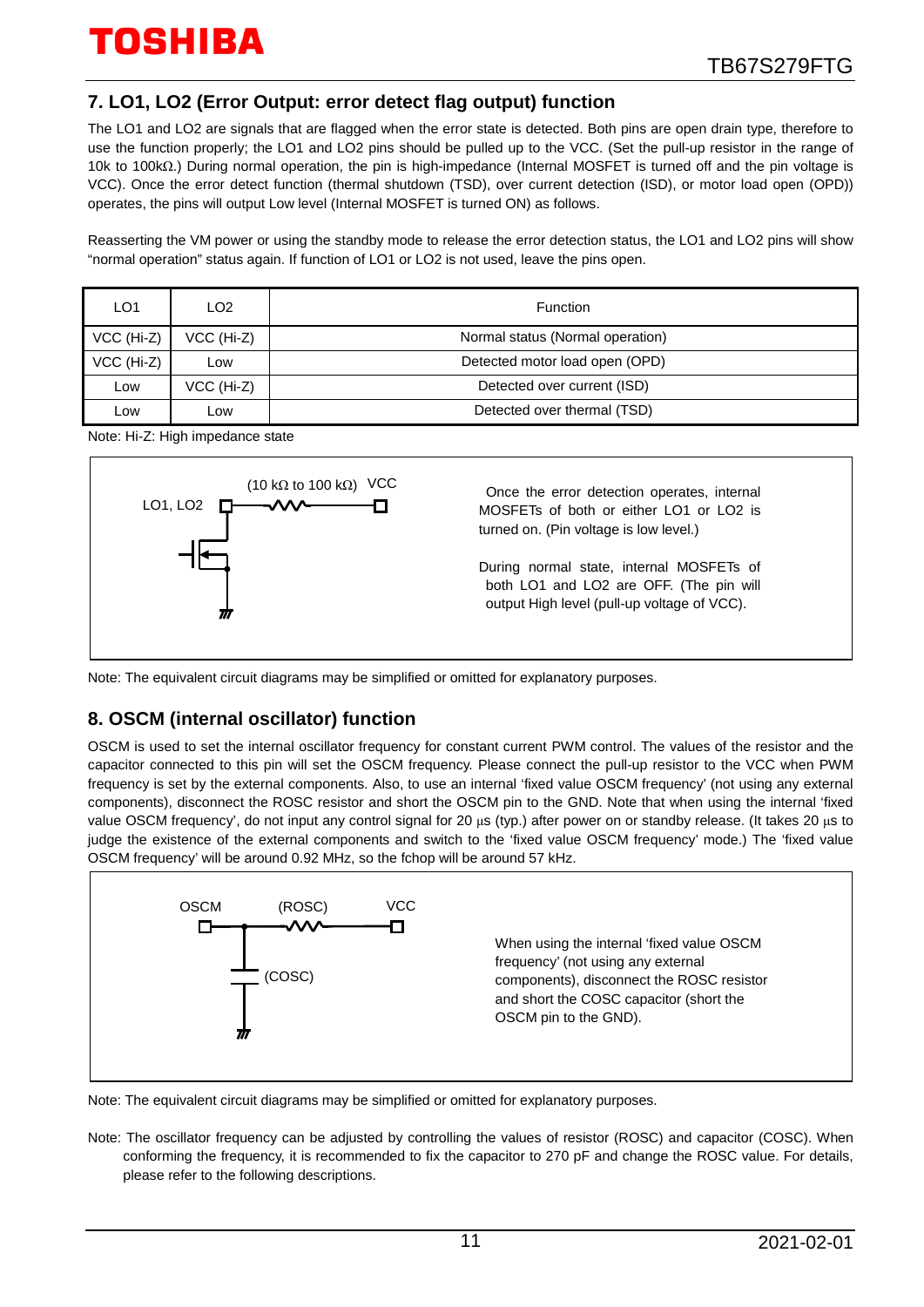## 7. LO1, LO2 (Error Output: error detect flag output) function

The LO1 and LO2 are signals that are flagged when the error state is detected. Both pins are open drain type, therefore to use the function properly; the LO1 and LO2 pins should be pulled up to the VCC. (Set the pull-up resistor in the range of 10k to 100kΩ.) During normal operation, the pin is high-impedance (Internal MOSFET is turned off and the pin voltage is VCC). Once the error detect function (thermal shutdown (TSD), over current detection (ISD), or motor load open (OPD)) operates, the pins will output Low level (Internal MOSFET is turned ON) as follows.

Reasserting the VM power or using the standby mode to release the error detection status, the LO1 and LO2 pins will show "normal operation" status again. If function of LO1 or LO2 is not used, leave the pins open.

| LO1 | LO2 | Function |
|---|---|---|
| VCC (Hi-Z) | VCC (Hi-Z) | Normal status (Normal operation) |
| VCC (Hi-Z) | Low | Detected motor load open (OPD) |
| Low | VCC (Hi-Z) | Detected over current (ISD) |
| Low | Low | Detected over thermal (TSD) |

Note: Hi-Z: High impedance state

LO1, LO2 — (10 kΩ to 100 kΩ) — VCC

Once the error detection operates, internal MOSFETs of both or either LO1 or LO2 is turned on. (Pin voltage is low level.)

During normal state, internal MOSFETs of both LO1 and LO2 are OFF. (The pin will output High level (pull-up voltage of VCC).

Note: The equivalent circuit diagrams may be simplified or omitted for explanatory purposes.

## 8. OSCM (internal oscillator) function

OSCM is used to set the internal oscillator frequency for constant current PWM control. The values of the resistor and the capacitor connected to this pin will set the OSCM frequency. Please connect the pull-up resistor to the VCC when PWM frequency is set by the external components. Also, to use an internal 'fixed value OSCM frequency' (not using any external components), disconnect the ROSC resistor and short the OSCM pin to the GND. Note that when using the internal 'fixed value OSCM frequency', do not input any control signal for 20 μs (typ.) after power on or standby release. (It takes 20 μs to judge the existence of the external components and switch to the 'fixed value OSCM frequency' mode.) The 'fixed value OSCM frequency' will be around 0.92 MHz, so the fchop will be around 57 kHz.

OSCM — (ROSC) — VCC; (COSC)

When using the internal 'fixed value OSCM frequency' (not using any external components), disconnect the ROSC resistor and short the COSC capacitor (short the OSCM pin to the GND).

Note: The equivalent circuit diagrams may be simplified or omitted for explanatory purposes.

Note: The oscillator frequency can be adjusted by controlling the values of resistor (ROSC) and capacitor (COSC). When conforming the frequency, it is recommended to fix the capacitor to 270 pF and change the ROSC value. For details, please refer to the following descriptions.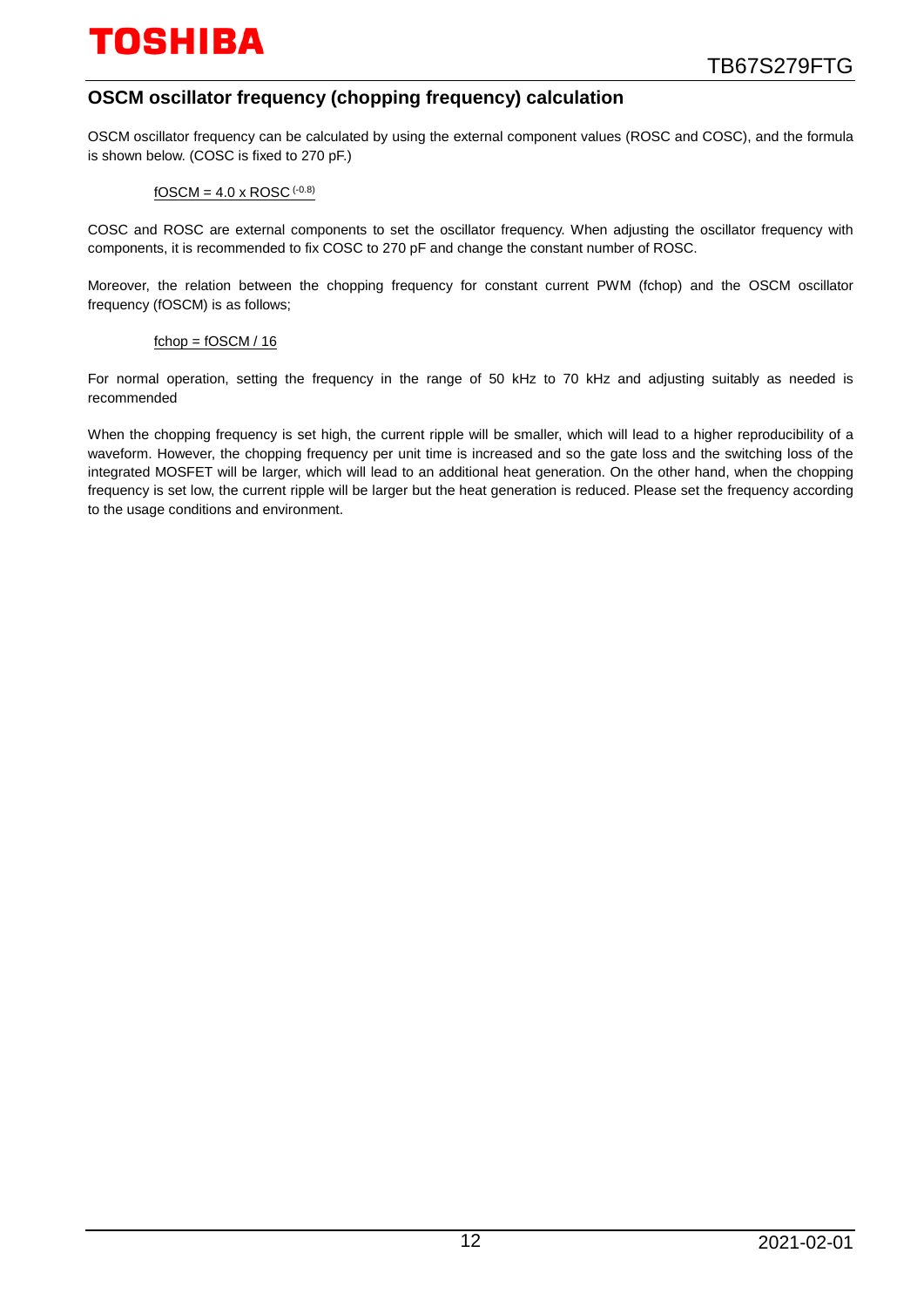## OSCM oscillator frequency (chopping frequency) calculation

OSCM oscillator frequency can be calculated by using the external component values (ROSC and COSC), and the formula is shown below. (COSC is fixed to 270 pF.)

$fOSCM = 4.0 \times ROSC^{(-0.8)}$

COSC and ROSC are external components to set the oscillator frequency. When adjusting the oscillator frequency with components, it is recommended to fix COSC to 270 pF and change the constant number of ROSC.

Moreover, the relation between the chopping frequency for constant current PWM (fchop) and the OSCM oscillator frequency (fOSCM) is as follows;

$fchop = fOSCM / 16$

For normal operation, setting the frequency in the range of 50 kHz to 70 kHz and adjusting suitably as needed is recommended

When the chopping frequency is set high, the current ripple will be smaller, which will lead to a higher reproducibility of a waveform. However, the chopping frequency per unit time is increased and so the gate loss and the switching loss of the integrated MOSFET will be larger, which will lead to an additional heat generation. On the other hand, when the chopping frequency is set low, the current ripple will be larger but the heat generation is reduced. Please set the frequency according to the usage conditions and environment.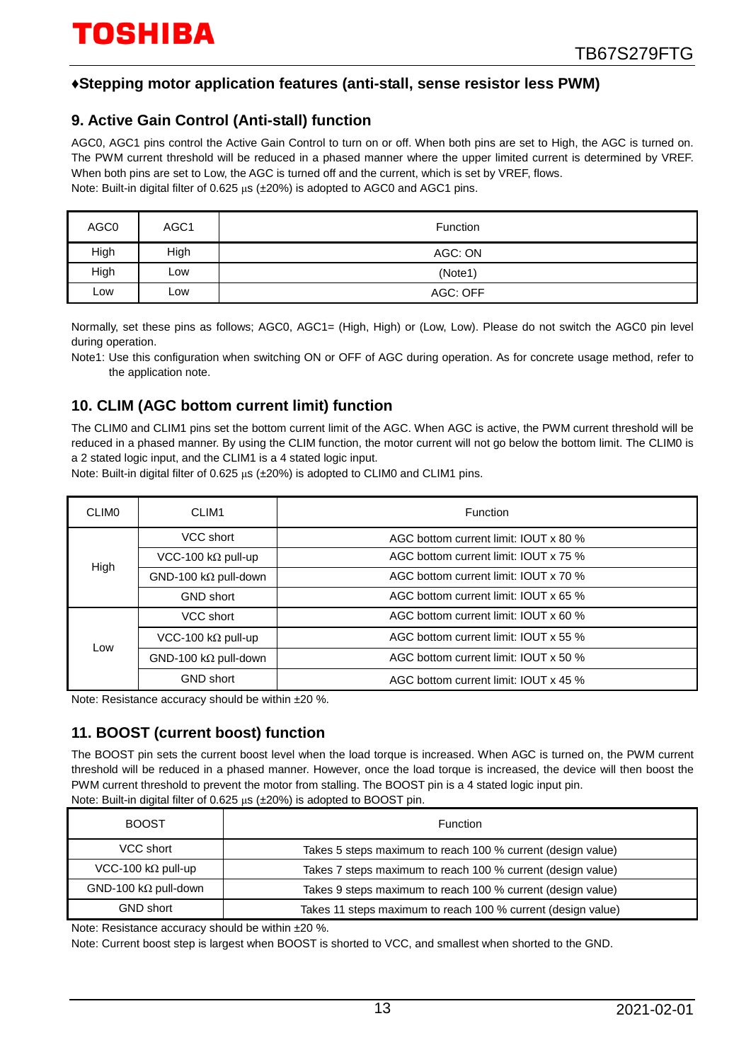## ♦Stepping motor application features (anti-stall, sense resistor less PWM)

### 9. Active Gain Control (Anti-stall) function

AGC0, AGC1 pins control the Active Gain Control to turn on or off. When both pins are set to High, the AGC is turned on. The PWM current threshold will be reduced in a phased manner where the upper limited current is determined by VREF. When both pins are set to Low, the AGC is turned off and the current, which is set by VREF, flows.
Note: Built-in digital filter of 0.625 μs (±20%) is adopted to AGC0 and AGC1 pins.

| AGC0 | AGC1 | Function |
|---|---|---|
| High | High | AGC: ON |
| High | Low | (Note1) |
| Low | Low | AGC: OFF |

Normally, set these pins as follows; AGC0, AGC1= (High, High) or (Low, Low). Please do not switch the AGC0 pin level during operation.

Note1: Use this configuration when switching ON or OFF of AGC during operation. As for concrete usage method, refer to the application note.

### 10. CLIM (AGC bottom current limit) function

The CLIM0 and CLIM1 pins set the bottom current limit of the AGC. When AGC is active, the PWM current threshold will be reduced in a phased manner. By using the CLIM function, the motor current will not go below the bottom limit. The CLIM0 is a 2 stated logic input, and the CLIM1 is a 4 stated logic input.
Note: Built-in digital filter of 0.625 μs (±20%) is adopted to CLIM0 and CLIM1 pins.

| CLIM0 | CLIM1 | Function |
|---|---|---|
| High | VCC short | AGC bottom current limit: IOUT x 80 % |
| | VCC-100 kΩ pull-up | AGC bottom current limit: IOUT x 75 % |
| | GND-100 kΩ pull-down | AGC bottom current limit: IOUT x 70 % |
| | GND short | AGC bottom current limit: IOUT x 65 % |
| Low | VCC short | AGC bottom current limit: IOUT x 60 % |
| | VCC-100 kΩ pull-up | AGC bottom current limit: IOUT x 55 % |
| | GND-100 kΩ pull-down | AGC bottom current limit: IOUT x 50 % |
| | GND short | AGC bottom current limit: IOUT x 45 % |

Note: Resistance accuracy should be within ±20 %.

### 11. BOOST (current boost) function

The BOOST pin sets the current boost level when the load torque is increased. When AGC is turned on, the PWM current threshold will be reduced in a phased manner. However, once the load torque is increased, the device will then boost the PWM current threshold to prevent the motor from stalling. The BOOST pin is a 4 stated logic input pin.
Note: Built-in digital filter of 0.625 μs (±20%) is adopted to BOOST pin.

| BOOST | Function |
|---|---|
| VCC short | Takes 5 steps maximum to reach 100 % current (design value) |
| VCC-100 kΩ pull-up | Takes 7 steps maximum to reach 100 % current (design value) |
| GND-100 kΩ pull-down | Takes 9 steps maximum to reach 100 % current (design value) |
| GND short | Takes 11 steps maximum to reach 100 % current (design value) |

Note: Resistance accuracy should be within ±20 %.

Note: Current boost step is largest when BOOST is shorted to VCC, and smallest when shorted to the GND.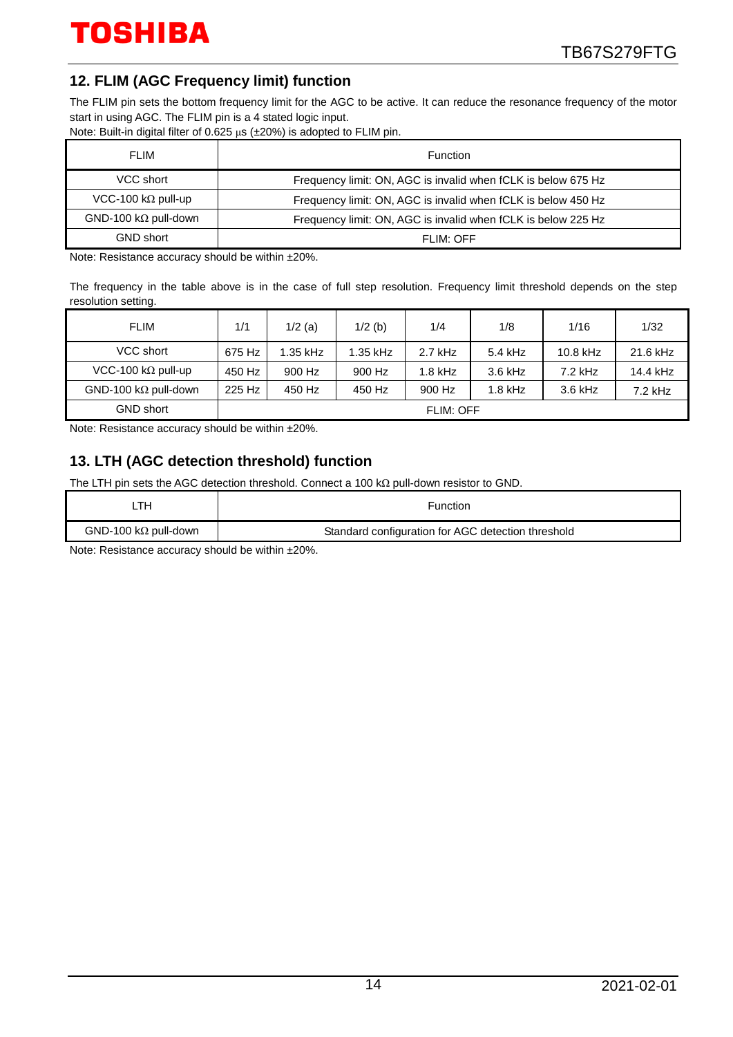## 12. FLIM (AGC Frequency limit) function

The FLIM pin sets the bottom frequency limit for the AGC to be active. It can reduce the resonance frequency of the motor start in using AGC. The FLIM pin is a 4 stated logic input.

Note: Built-in digital filter of 0.625 μs (±20%) is adopted to FLIM pin.

| FLIM | Function |
|---|---|
| VCC short | Frequency limit: ON, AGC is invalid when fCLK is below 675 Hz |
| VCC-100 kΩ pull-up | Frequency limit: ON, AGC is invalid when fCLK is below 450 Hz |
| GND-100 kΩ pull-down | Frequency limit: ON, AGC is invalid when fCLK is below 225 Hz |
| GND short | FLIM: OFF |

Note: Resistance accuracy should be within ±20%.

The frequency in the table above is in the case of full step resolution. Frequency limit threshold depends on the step resolution setting.

| FLIM | 1/1 | 1/2 (a) | 1/2 (b) | 1/4 | 1/8 | 1/16 | 1/32 |
|---|---|---|---|---|---|---|---|
| VCC short | 675 Hz | 1.35 kHz | 1.35 kHz | 2.7 kHz | 5.4 kHz | 10.8 kHz | 21.6 kHz |
| VCC-100 kΩ pull-up | 450 Hz | 900 Hz | 900 Hz | 1.8 kHz | 3.6 kHz | 7.2 kHz | 14.4 kHz |
| GND-100 kΩ pull-down | 225 Hz | 450 Hz | 450 Hz | 900 Hz | 1.8 kHz | 3.6 kHz | 7.2 kHz |
| GND short | FLIM: OFF | | | | | | |

Note: Resistance accuracy should be within ±20%.

## 13. LTH (AGC detection threshold) function

The LTH pin sets the AGC detection threshold. Connect a 100 kΩ pull-down resistor to GND.

| LTH | Function |
|---|---|
| GND-100 kΩ pull-down | Standard configuration for AGC detection threshold |

Note: Resistance accuracy should be within ±20%.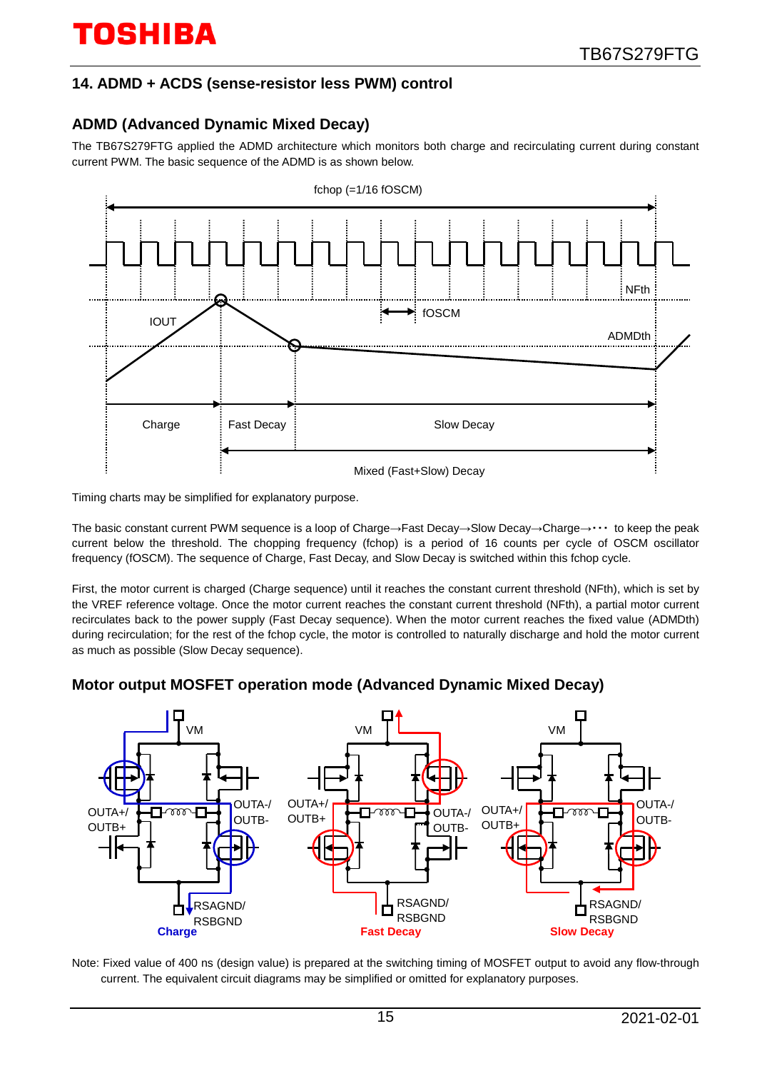## 14. ADMD + ACDS (sense-resistor less PWM) control

### ADMD (Advanced Dynamic Mixed Decay)

The TB67S279FTG applied the ADMD architecture which monitors both charge and recirculating current during constant current PWM. The basic sequence of the ADMD is as shown below.

Timing charts may be simplified for explanatory purpose.

The basic constant current PWM sequence is a loop of Charge→Fast Decay→Slow Decay→Charge→・・・ to keep the peak current below the threshold. The chopping frequency (fchop) is a period of 16 counts per cycle of OSCM oscillator frequency (fOSCM). The sequence of Charge, Fast Decay, and Slow Decay is switched within this fchop cycle.

First, the motor current is charged (Charge sequence) until it reaches the constant current threshold (NFth), which is set by the VREF reference voltage. Once the motor current reaches the constant current threshold (NFth), a partial motor current recirculates back to the power supply (Fast Decay sequence). When the motor current reaches the fixed value (ADMDth) during recirculation; for the rest of the fchop cycle, the motor is controlled to naturally discharge and hold the motor current as much as possible (Slow Decay sequence).

### Motor output MOSFET operation mode (Advanced Dynamic Mixed Decay)

Note: Fixed value of 400 ns (design value) is prepared at the switching timing of MOSFET output to avoid any flow-through current. The equivalent circuit diagrams may be simplified or omitted for explanatory purposes.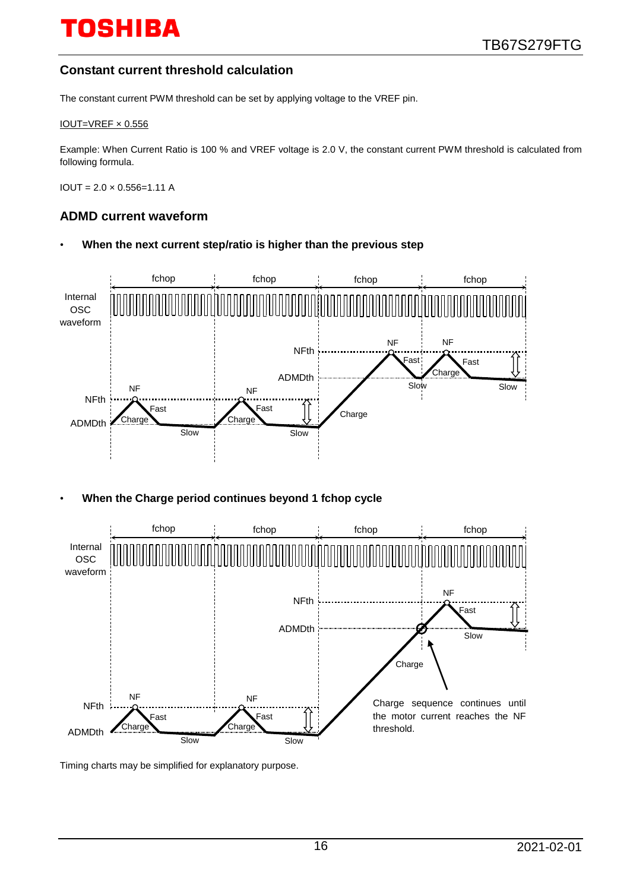## Constant current threshold calculation

The constant current PWM threshold can be set by applying voltage to the VREF pin.

IOUT=VREF × 0.556

Example: When Current Ratio is 100 % and VREF voltage is 2.0 V, the constant current PWM threshold is calculated from following formula.

IOUT = 2.0 × 0.556=1.11 A

## ADMD current waveform

- **When the next current step/ratio is higher than the previous step**

- **When the Charge period continues beyond 1 fchop cycle**

Timing charts may be simplified for explanatory purpose.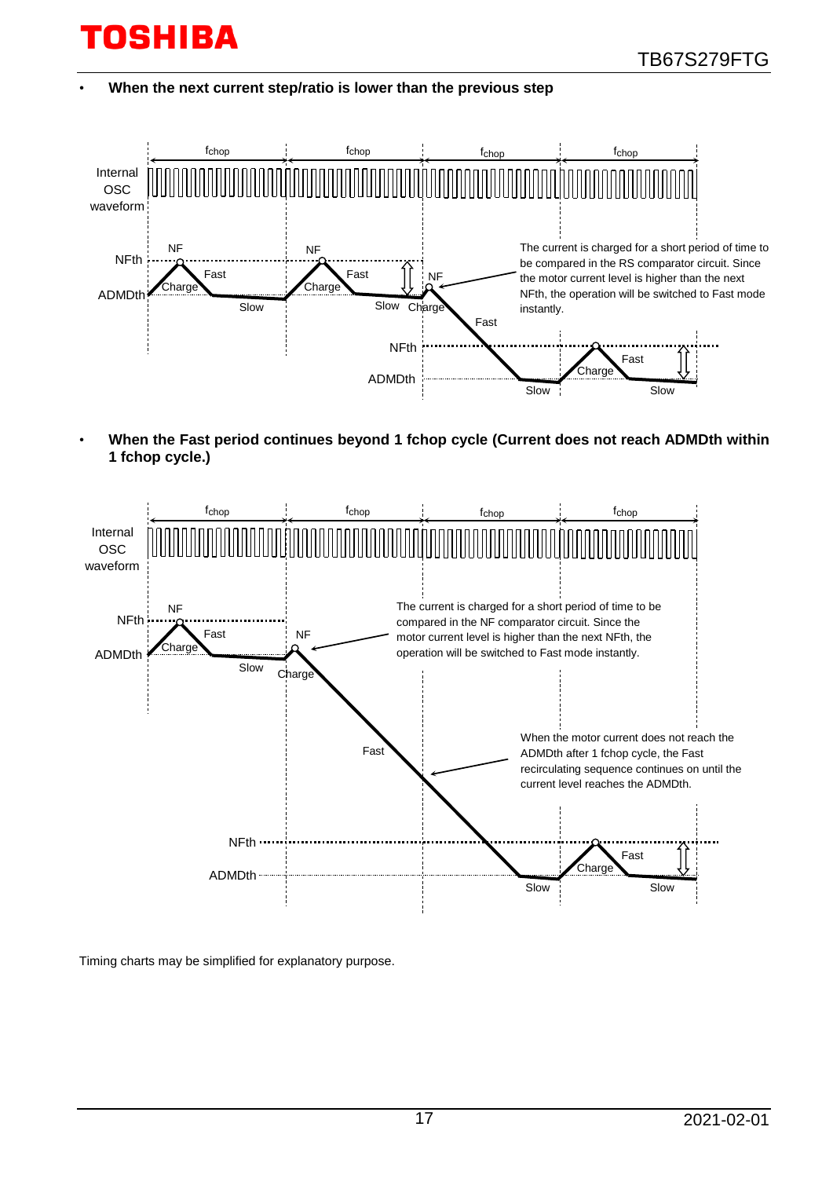- **When the next current step/ratio is lower than the previous step**

fchop | fchop | fchop | fchop

Internal OSC waveform

NFth
ADMDth

NF, Charge, Fast, Slow, NF, Charge, Fast, Slow, NF, Charge, Fast, NFth, ADMDth, Slow, Charge, Fast, Slow

The current is charged for a short period of time to be compared in the RS comparator circuit. Since the motor current level is higher than the next NFth, the operation will be switched to Fast mode instantly.

- **When the Fast period continues beyond 1 fchop cycle (Current does not reach ADMDth within 1 fchop cycle.)**

fchop | fchop | fchop | fchop

Internal OSC waveform

NFth
ADMDth

NF, Charge, Fast, Slow, NF, Charge, Fast, NFth, ADMDth, Slow, Charge, Fast, Slow

The current is charged for a short period of time to be compared in the NF comparator circuit. Since the motor current level is higher than the next NFth, the operation will be switched to Fast mode instantly.

When the motor current does not reach the ADMDth after 1 fchop cycle, the Fast recirculating sequence continues on until the current level reaches the ADMDth.

Timing charts may be simplified for explanatory purpose.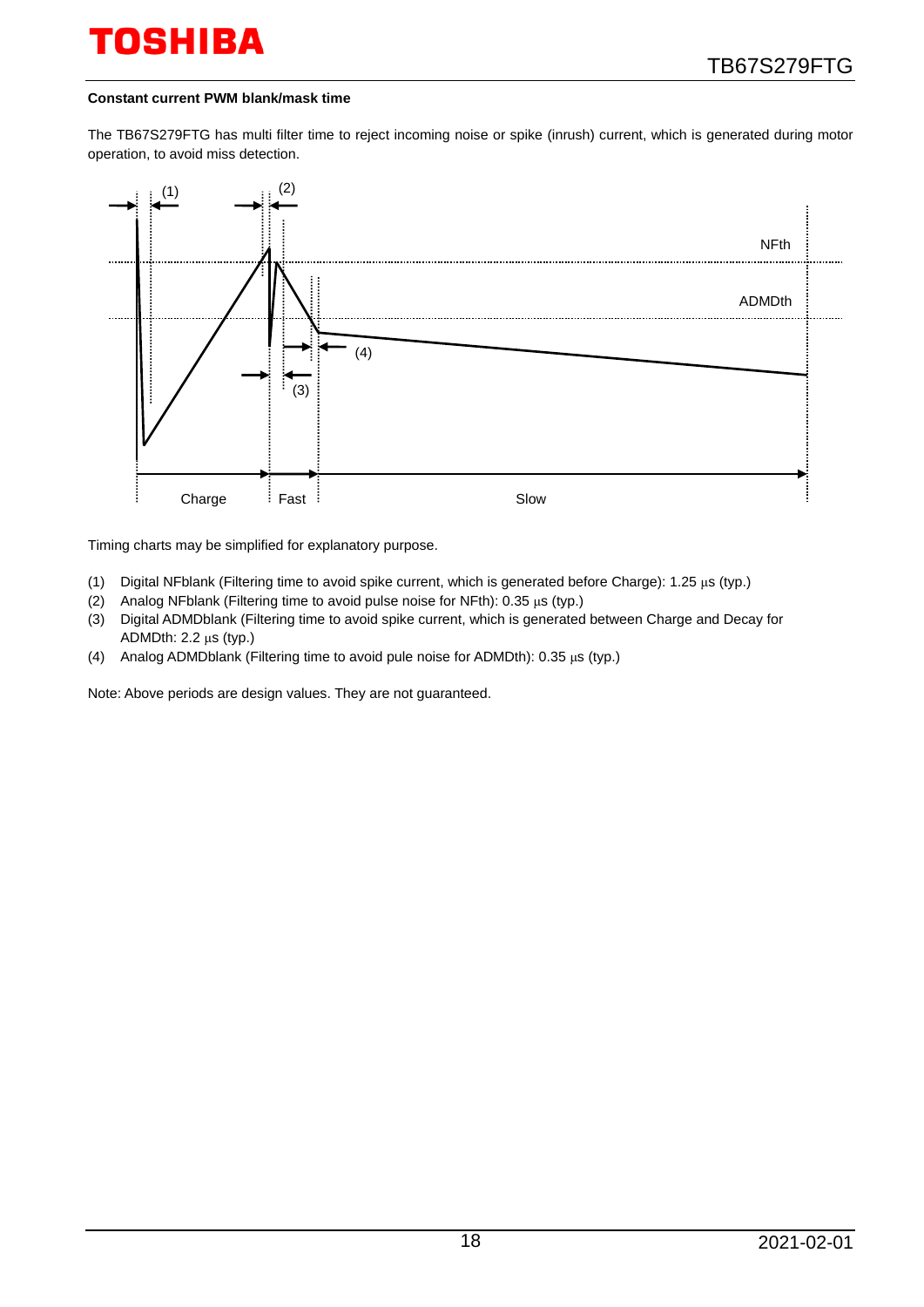**Constant current PWM blank/mask time**

The TB67S279FTG has multi filter time to reject incoming noise or spike (inrush) current, which is generated during motor operation, to avoid miss detection.

Timing charts may be simplified for explanatory purpose.

(1) Digital NFblank (Filtering time to avoid spike current, which is generated before Charge): 1.25 μs (typ.)
(2) Analog NFblank (Filtering time to avoid pulse noise for NFth): 0.35 μs (typ.)
(3) Digital ADMDblank (Filtering time to avoid spike current, which is generated between Charge and Decay for ADMDth: 2.2 μs (typ.)
(4) Analog ADMDblank (Filtering time to avoid pule noise for ADMDth): 0.35 μs (typ.)

Note: Above periods are design values. They are not guaranteed.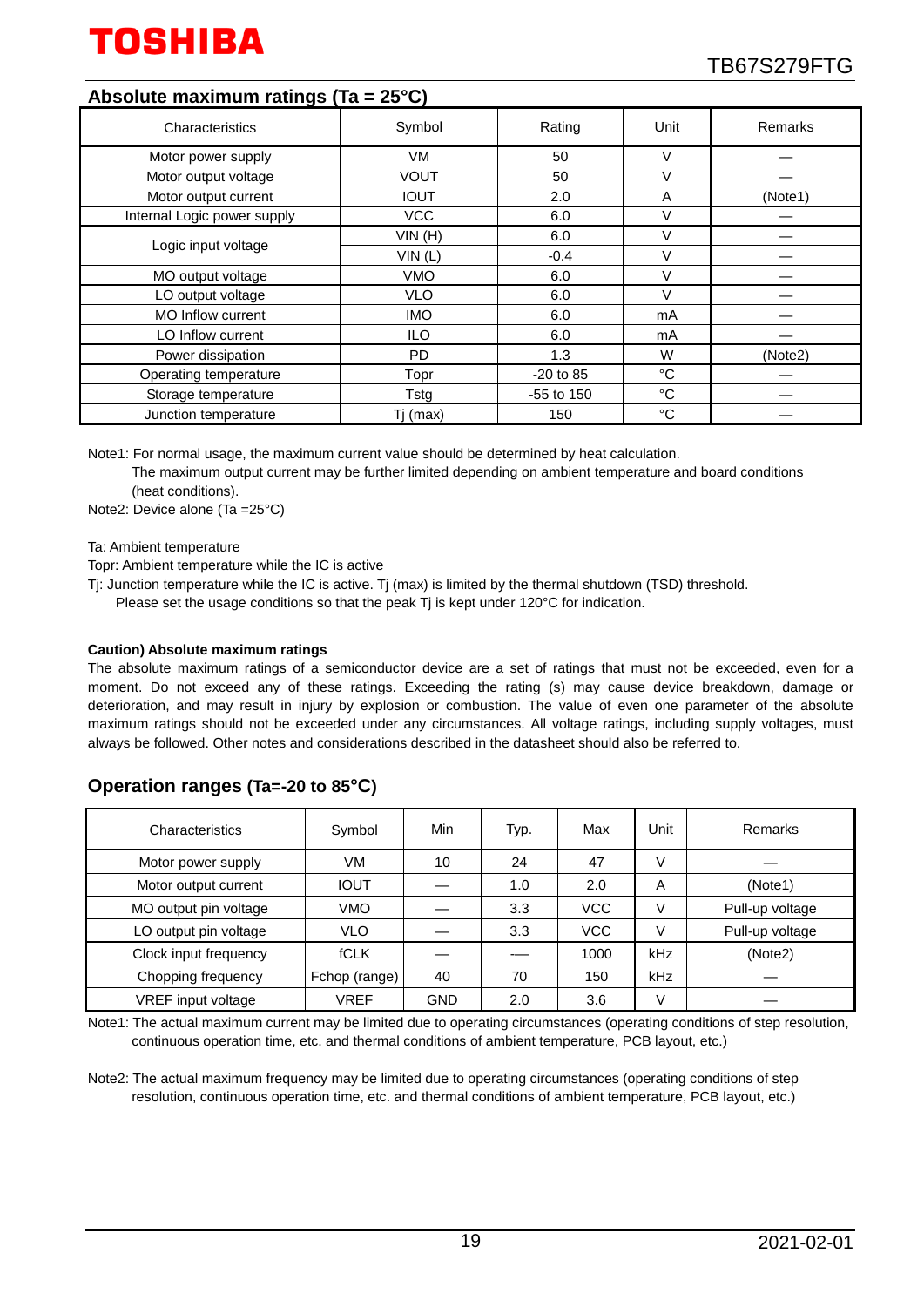## Absolute maximum ratings (Ta = 25°C)

| Characteristics | Symbol | Rating | Unit | Remarks |
|---|---|---|---|---|
| Motor power supply | VM | 50 | V | — |
| Motor output voltage | VOUT | 50 | V | — |
| Motor output current | IOUT | 2.0 | A | (Note1) |
| Internal Logic power supply | VCC | 6.0 | V | — |
| Logic input voltage | VIN (H) | 6.0 | V | — |
| | VIN (L) | -0.4 | V | — |
| MO output voltage | VMO | 6.0 | V | — |
| LO output voltage | VLO | 6.0 | V | — |
| MO Inflow current | IMO | 6.0 | mA | — |
| LO Inflow current | ILO | 6.0 | mA | — |
| Power dissipation | PD | 1.3 | W | (Note2) |
| Operating temperature | Topr | -20 to 85 | °C | — |
| Storage temperature | Tstg | -55 to 150 | °C | — |
| Junction temperature | Tj (max) | 150 | °C | — |

Note1: For normal usage, the maximum current value should be determined by heat calculation.
The maximum output current may be further limited depending on ambient temperature and board conditions (heat conditions).

Note2: Device alone (Ta =25°C)

Ta: Ambient temperature

Topr: Ambient temperature while the IC is active

Tj: Junction temperature while the IC is active. Tj (max) is limited by the thermal shutdown (TSD) threshold.
Please set the usage conditions so that the peak Tj is kept under 120°C for indication.

**Caution) Absolute maximum ratings**

The absolute maximum ratings of a semiconductor device are a set of ratings that must not be exceeded, even for a moment. Do not exceed any of these ratings. Exceeding the rating (s) may cause device breakdown, damage or deterioration, and may result in injury by explosion or combustion. The value of even one parameter of the absolute maximum ratings should not be exceeded under any circumstances. All voltage ratings, including supply voltages, must always be followed. Other notes and considerations described in the datasheet should also be referred to.

## Operation ranges (Ta=-20 to 85°C)

| Characteristics | Symbol | Min | Typ. | Max | Unit | Remarks |
|---|---|---|---|---|---|---|
| Motor power supply | VM | 10 | 24 | 47 | V | — |
| Motor output current | IOUT | — | 1.0 | 2.0 | A | (Note1) |
| MO output pin voltage | VMO | — | 3.3 | VCC | V | Pull-up voltage |
| LO output pin voltage | VLO | — | 3.3 | VCC | V | Pull-up voltage |
| Clock input frequency | fCLK | — | — | 1000 | kHz | (Note2) |
| Chopping frequency | Fchop (range) | 40 | 70 | 150 | kHz | — |
| VREF input voltage | VREF | GND | 2.0 | 3.6 | V | — |

Note1: The actual maximum current may be limited due to operating circumstances (operating conditions of step resolution, continuous operation time, etc. and thermal conditions of ambient temperature, PCB layout, etc.)

Note2: The actual maximum frequency may be limited due to operating circumstances (operating conditions of step resolution, continuous operation time, etc. and thermal conditions of ambient temperature, PCB layout, etc.)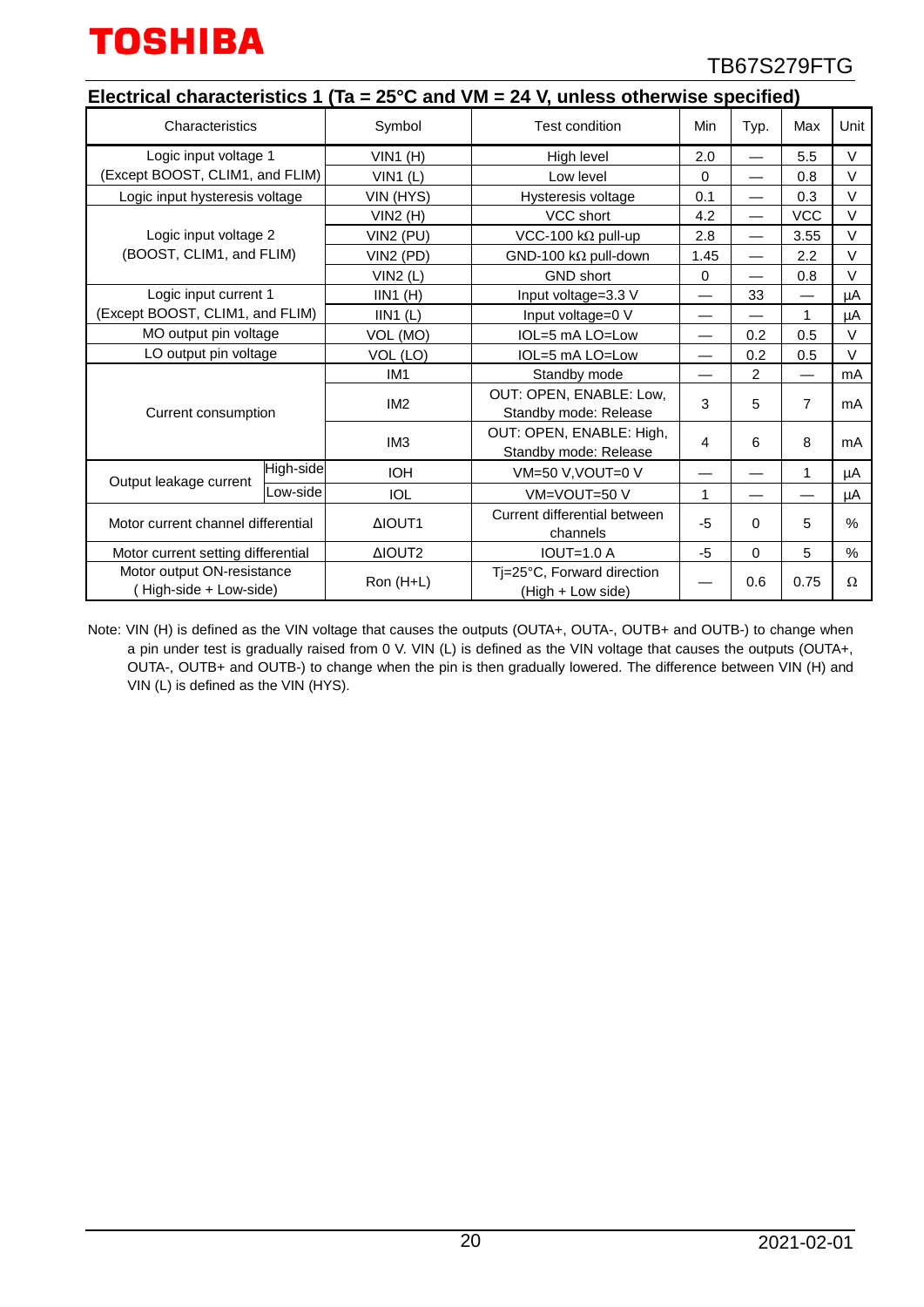## Electrical characteristics 1 (Ta = 25°C and VM = 24 V, unless otherwise specified)

| Characteristics | | Symbol | Test condition | Min | Typ. | Max | Unit |
|---|---|---|---|---|---|---|---|
| Logic input voltage 1 (Except BOOST, CLIM1, and FLIM) | | VIN1 (H) | High level | 2.0 | — | 5.5 | V |
| | | VIN1 (L) | Low level | 0 | — | 0.8 | V |
| Logic input hysteresis voltage | | VIN (HYS) | Hysteresis voltage | 0.1 | — | 0.3 | V |
| Logic input voltage 2 (BOOST, CLIM1, and FLIM) | | VIN2 (H) | VCC short | 4.2 | — | VCC | V |
| | | VIN2 (PU) | VCC-100 kΩ pull-up | 2.8 | — | 3.55 | V |
| | | VIN2 (PD) | GND-100 kΩ pull-down | 1.45 | — | 2.2 | V |
| | | VIN2 (L) | GND short | 0 | — | 0.8 | V |
| Logic input current 1 (Except BOOST, CLIM1, and FLIM) | | IIN1 (H) | Input voltage=3.3 V | — | 33 | — | μA |
| | | IIN1 (L) | Input voltage=0 V | — | — | 1 | μA |
| MO output pin voltage | | VOL (MO) | IOL=5 mA LO=Low | — | 0.2 | 0.5 | V |
| LO output pin voltage | | VOL (LO) | IOL=5 mA LO=Low | — | 0.2 | 0.5 | V |
| Current consumption | | IM1 | Standby mode | — | 2 | — | mA |
| | | IM2 | OUT: OPEN, ENABLE: Low, Standby mode: Release | 3 | 5 | 7 | mA |
| | | IM3 | OUT: OPEN, ENABLE: High, Standby mode: Release | 4 | 6 | 8 | mA |
| Output leakage current | High-side | IOH | VM=50 V,VOUT=0 V | — | — | 1 | μA |
| | Low-side | IOL | VM=VOUT=50 V | 1 | — | — | μA |
| Motor current channel differential | | ΔIOUT1 | Current differential between channels | -5 | 0 | 5 | % |
| Motor current setting differential | | ΔIOUT2 | IOUT=1.0 A | -5 | 0 | 5 | % |
| Motor output ON-resistance ( High-side + Low-side) | | Ron (H+L) | Tj=25°C, Forward direction (High + Low side) | — | 0.6 | 0.75 | Ω |

Note: VIN (H) is defined as the VIN voltage that causes the outputs (OUTA+, OUTA-, OUTB+ and OUTB-) to change when a pin under test is gradually raised from 0 V. VIN (L) is defined as the VIN voltage that causes the outputs (OUTA+, OUTA-, OUTB+ and OUTB-) to change when the pin is then gradually lowered. The difference between VIN (H) and VIN (L) is defined as the VIN (HYS).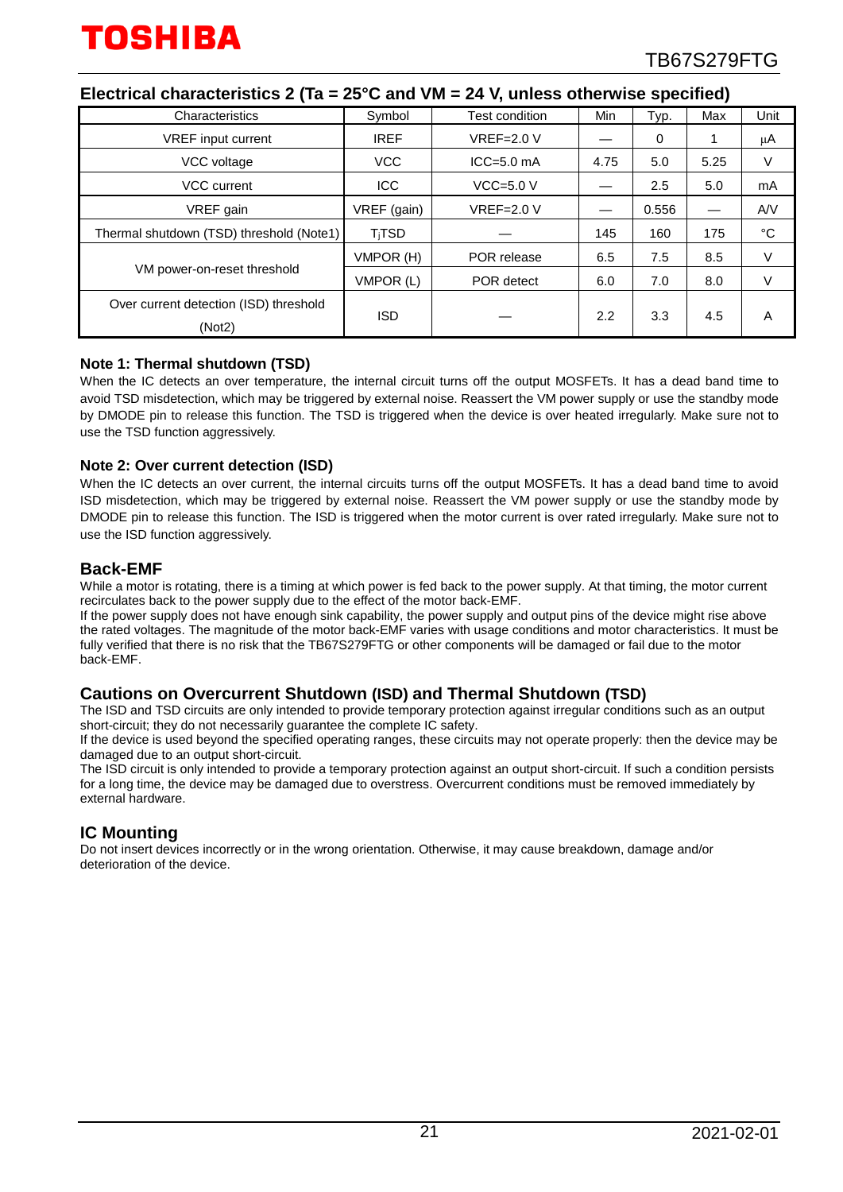## Electrical characteristics 2 (Ta = 25°C and VM = 24 V, unless otherwise specified)

| Characteristics | Symbol | Test condition | Min | Typ. | Max | Unit |
|---|---|---|---|---|---|---|
| VREF input current | IREF | VREF=2.0 V | — | 0 | 1 | μA |
| VCC voltage | VCC | ICC=5.0 mA | 4.75 | 5.0 | 5.25 | V |
| VCC current | ICC | VCC=5.0 V | — | 2.5 | 5.0 | mA |
| VREF gain | VREF (gain) | VREF=2.0 V | — | 0.556 | — | A/V |
| Thermal shutdown (TSD) threshold (Note1) | $T_j$TSD | — | 145 | 160 | 175 | °C |
| VM power-on-reset threshold | VMPOR (H) | POR release | 6.5 | 7.5 | 8.5 | V |
| | VMPOR (L) | POR detect | 6.0 | 7.0 | 8.0 | V |
| Over current detection (ISD) threshold (Not2) | ISD | — | 2.2 | 3.3 | 4.5 | A |

### Note 1: Thermal shutdown (TSD)

When the IC detects an over temperature, the internal circuit turns off the output MOSFETs. It has a dead band time to avoid TSD misdetection, which may be triggered by external noise. Reassert the VM power supply or use the standby mode by DMODE pin to release this function. The TSD is triggered when the device is over heated irregularly. Make sure not to use the TSD function aggressively.

### Note 2: Over current detection (ISD)

When the IC detects an over current, the internal circuits turns off the output MOSFETs. It has a dead band time to avoid ISD misdetection, which may be triggered by external noise. Reassert the VM power supply or use the standby mode by DMODE pin to release this function. The ISD is triggered when the motor current is over rated irregularly. Make sure not to use the ISD function aggressively.

## Back-EMF

While a motor is rotating, there is a timing at which power is fed back to the power supply. At that timing, the motor current recirculates back to the power supply due to the effect of the motor back-EMF.

If the power supply does not have enough sink capability, the power supply and output pins of the device might rise above the rated voltages. The magnitude of the motor back-EMF varies with usage conditions and motor characteristics. It must be fully verified that there is no risk that the TB67S279FTG or other components will be damaged or fail due to the motor back-EMF.

## Cautions on Overcurrent Shutdown (ISD) and Thermal Shutdown (TSD)

The ISD and TSD circuits are only intended to provide temporary protection against irregular conditions such as an output short-circuit; they do not necessarily guarantee the complete IC safety.

If the device is used beyond the specified operating ranges, these circuits may not operate properly: then the device may be damaged due to an output short-circuit.

The ISD circuit is only intended to provide a temporary protection against an output short-circuit. If such a condition persists for a long time, the device may be damaged due to overstress. Overcurrent conditions must be removed immediately by external hardware.

## IC Mounting

Do not insert devices incorrectly or in the wrong orientation. Otherwise, it may cause breakdown, damage and/or deterioration of the device.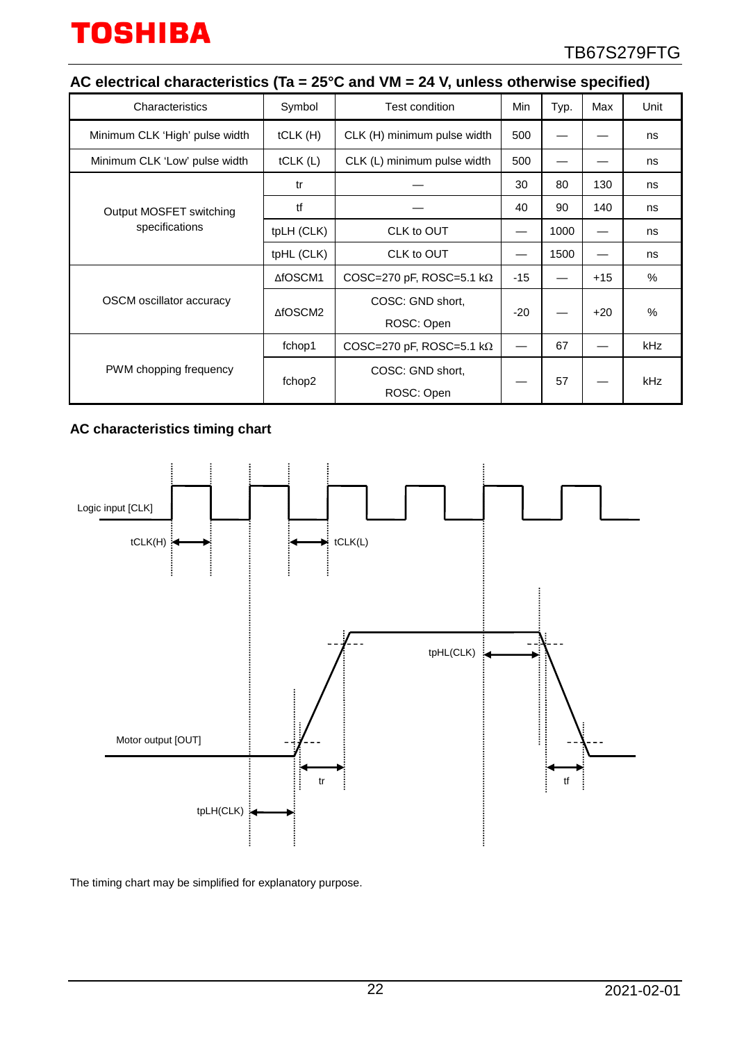## AC electrical characteristics (Ta = 25°C and VM = 24 V, unless otherwise specified)

| Characteristics | Symbol | Test condition | Min | Typ. | Max | Unit |
|---|---|---|---|---|---|---|
| Minimum CLK 'High' pulse width | tCLK (H) | CLK (H) minimum pulse width | 500 | — | — | ns |
| Minimum CLK 'Low' pulse width | tCLK (L) | CLK (L) minimum pulse width | 500 | — | — | ns |
| Output MOSFET switching specifications | tr | — | 30 | 80 | 130 | ns |
| | tf | — | 40 | 90 | 140 | ns |
| | tpLH (CLK) | CLK to OUT | — | 1000 | — | ns |
| | tpHL (CLK) | CLK to OUT | — | 1500 | — | ns |
| OSCM oscillator accuracy | ΔfOSCM1 | COSC=270 pF, ROSC=5.1 kΩ | -15 | — | +15 | % |
| | ΔfOSCM2 | COSC: GND short, ROSC: Open | -20 | — | +20 | % |
| PWM chopping frequency | fchop1 | COSC=270 pF, ROSC=5.1 kΩ | — | 67 | — | kHz |
| | fchop2 | COSC: GND short, ROSC: Open | — | 57 | — | kHz |

### AC characteristics timing chart

Logic input [CLK]

tCLK(H) tCLK(L)

tpHL(CLK)

Motor output [OUT]

tr tf

tpLH(CLK)

The timing chart may be simplified for explanatory purpose.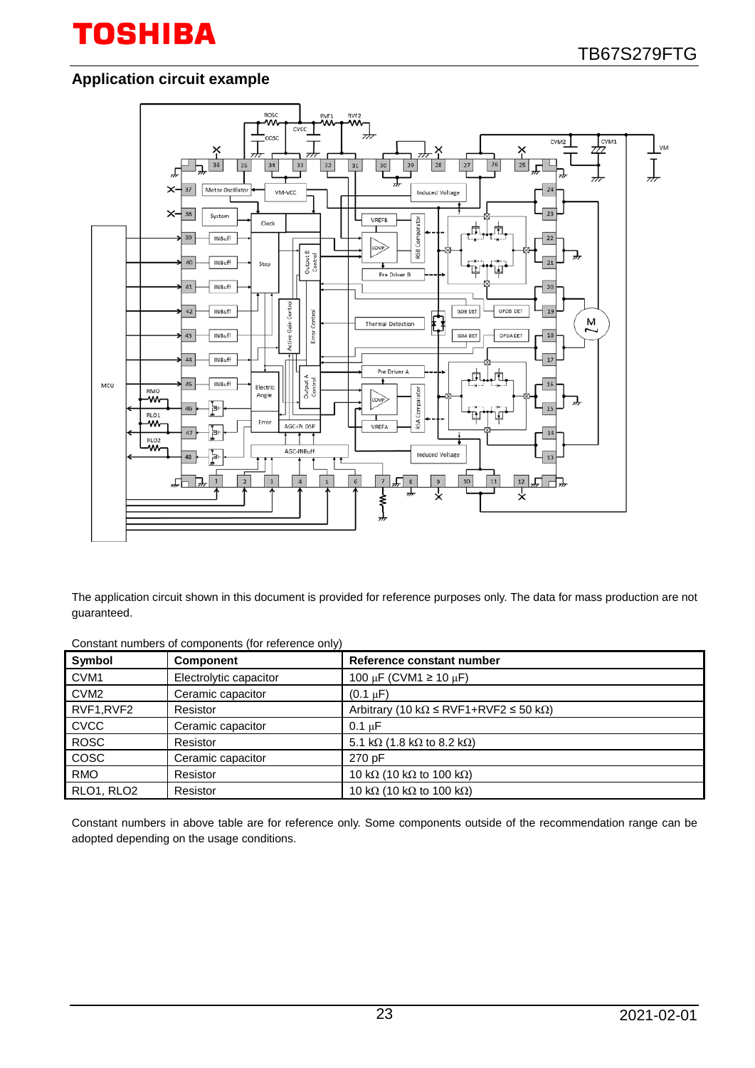## Application circuit example

The application circuit shown in this document is provided for reference purposes only. The data for mass production are not guaranteed.

Constant numbers of components (for reference only)

| Symbol | Component | Reference constant number |
|---|---|---|
| CVM1 | Electrolytic capacitor | 100 μF (CVM1 ≥ 10 μF) |
| CVM2 | Ceramic capacitor | (0.1 μF) |
| RVF1,RVF2 | Resistor | Arbitrary (10 kΩ ≤ RVF1+RVF2 ≤ 50 kΩ) |
| CVCC | Ceramic capacitor | 0.1 μF |
| ROSC | Resistor | 5.1 kΩ (1.8 kΩ to 8.2 kΩ) |
| COSC | Ceramic capacitor | 270 pF |
| RMO | Resistor | 10 kΩ (10 kΩ to 100 kΩ) |
| RLO1, RLO2 | Resistor | 10 kΩ (10 kΩ to 100 kΩ) |

Constant numbers in above table are for reference only. Some components outside of the recommendation range can be adopted depending on the usage conditions.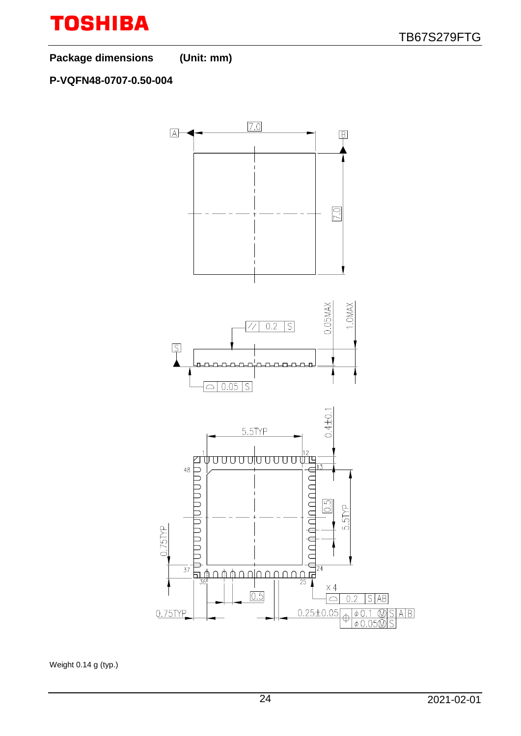**Package dimensions (Unit: mm)**

**P-VQFN48-0707-0.50-004**

Weight 0.14 g (typ.)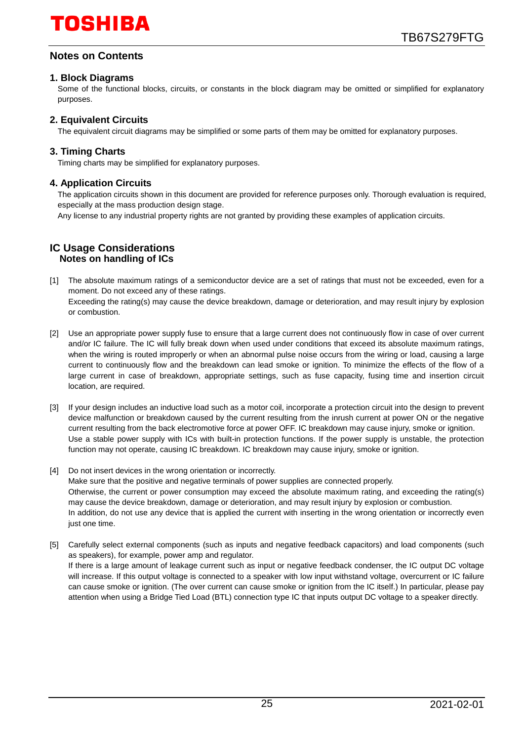## Notes on Contents

### 1. Block Diagrams

Some of the functional blocks, circuits, or constants in the block diagram may be omitted or simplified for explanatory purposes.

### 2. Equivalent Circuits

The equivalent circuit diagrams may be simplified or some parts of them may be omitted for explanatory purposes.

### 3. Timing Charts

Timing charts may be simplified for explanatory purposes.

### 4. Application Circuits

The application circuits shown in this document are provided for reference purposes only. Thorough evaluation is required, especially at the mass production design stage.

Any license to any industrial property rights are not granted by providing these examples of application circuits.

## IC Usage Considerations

### Notes on handling of ICs

[1] The absolute maximum ratings of a semiconductor device are a set of ratings that must not be exceeded, even for a moment. Do not exceed any of these ratings.
Exceeding the rating(s) may cause the device breakdown, damage or deterioration, and may result injury by explosion or combustion.

[2] Use an appropriate power supply fuse to ensure that a large current does not continuously flow in case of over current and/or IC failure. The IC will fully break down when used under conditions that exceed its absolute maximum ratings, when the wiring is routed improperly or when an abnormal pulse noise occurs from the wiring or load, causing a large current to continuously flow and the breakdown can lead smoke or ignition. To minimize the effects of the flow of a large current in case of breakdown, appropriate settings, such as fuse capacity, fusing time and insertion circuit location, are required.

[3] If your design includes an inductive load such as a motor coil, incorporate a protection circuit into the design to prevent device malfunction or breakdown caused by the current resulting from the inrush current at power ON or the negative current resulting from the back electromotive force at power OFF. IC breakdown may cause injury, smoke or ignition.
Use a stable power supply with ICs with built-in protection functions. If the power supply is unstable, the protection function may not operate, causing IC breakdown. IC breakdown may cause injury, smoke or ignition.

[4] Do not insert devices in the wrong orientation or incorrectly.
Make sure that the positive and negative terminals of power supplies are connected properly.
Otherwise, the current or power consumption may exceed the absolute maximum rating, and exceeding the rating(s) may cause the device breakdown, damage or deterioration, and may result injury by explosion or combustion.
In addition, do not use any device that is applied the current with inserting in the wrong orientation or incorrectly even just one time.

[5] Carefully select external components (such as inputs and negative feedback capacitors) and load components (such as speakers), for example, power amp and regulator.
If there is a large amount of leakage current such as input or negative feedback condenser, the IC output DC voltage will increase. If this output voltage is connected to a speaker with low input withstand voltage, overcurrent or IC failure can cause smoke or ignition. (The over current can cause smoke or ignition from the IC itself.) In particular, please pay attention when using a Bridge Tied Load (BTL) connection type IC that inputs output DC voltage to a speaker directly.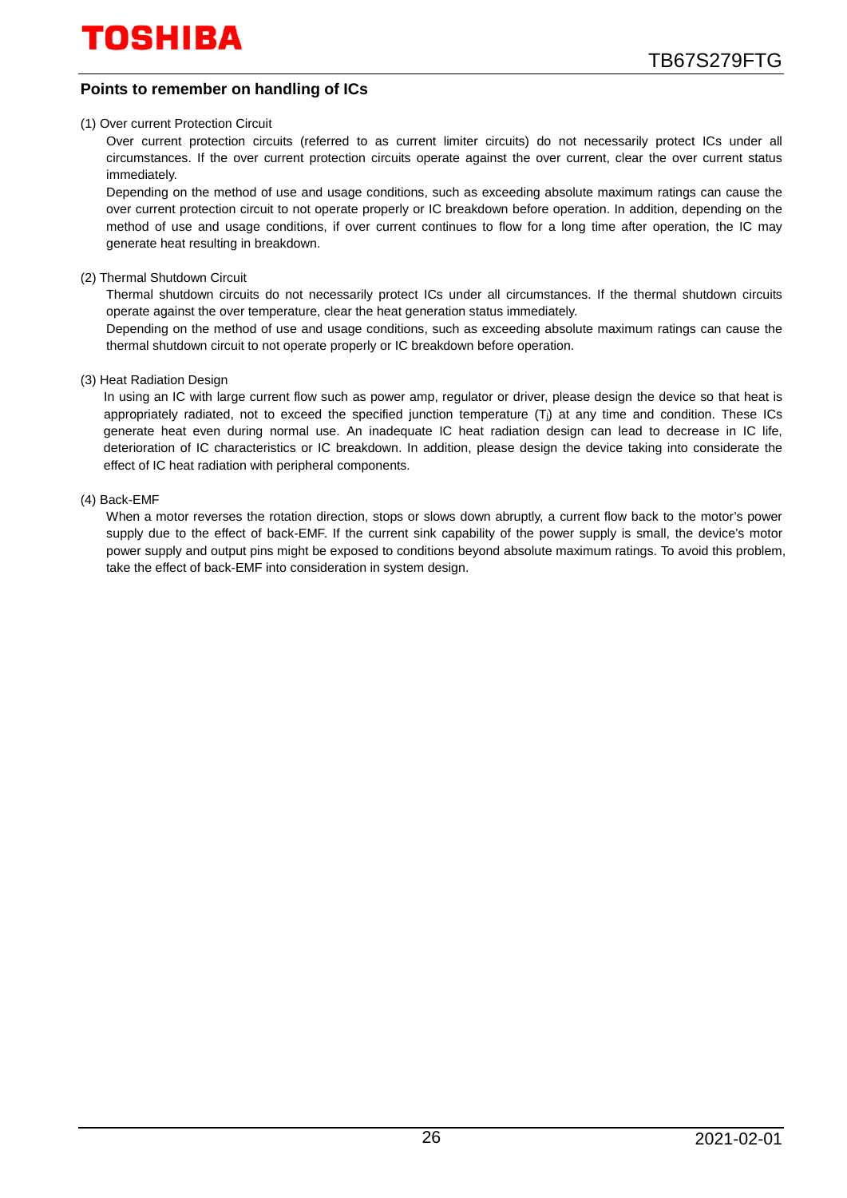## Points to remember on handling of ICs

(1) Over current Protection Circuit

Over current protection circuits (referred to as current limiter circuits) do not necessarily protect ICs under all circumstances. If the over current protection circuits operate against the over current, clear the over current status immediately.

Depending on the method of use and usage conditions, such as exceeding absolute maximum ratings can cause the over current protection circuit to not operate properly or IC breakdown before operation. In addition, depending on the method of use and usage conditions, if over current continues to flow for a long time after operation, the IC may generate heat resulting in breakdown.

(2) Thermal Shutdown Circuit

Thermal shutdown circuits do not necessarily protect ICs under all circumstances. If the thermal shutdown circuits operate against the over temperature, clear the heat generation status immediately.

Depending on the method of use and usage conditions, such as exceeding absolute maximum ratings can cause the thermal shutdown circuit to not operate properly or IC breakdown before operation.

(3) Heat Radiation Design

In using an IC with large current flow such as power amp, regulator or driver, please design the device so that heat is appropriately radiated, not to exceed the specified junction temperature ($T_j$) at any time and condition. These ICs generate heat even during normal use. An inadequate IC heat radiation design can lead to decrease in IC life, deterioration of IC characteristics or IC breakdown. In addition, please design the device taking into considerate the effect of IC heat radiation with peripheral components.

(4) Back-EMF

When a motor reverses the rotation direction, stops or slows down abruptly, a current flow back to the motor's power supply due to the effect of back-EMF. If the current sink capability of the power supply is small, the device's motor power supply and output pins might be exposed to conditions beyond absolute maximum ratings. To avoid this problem, take the effect of back-EMF into consideration in system design.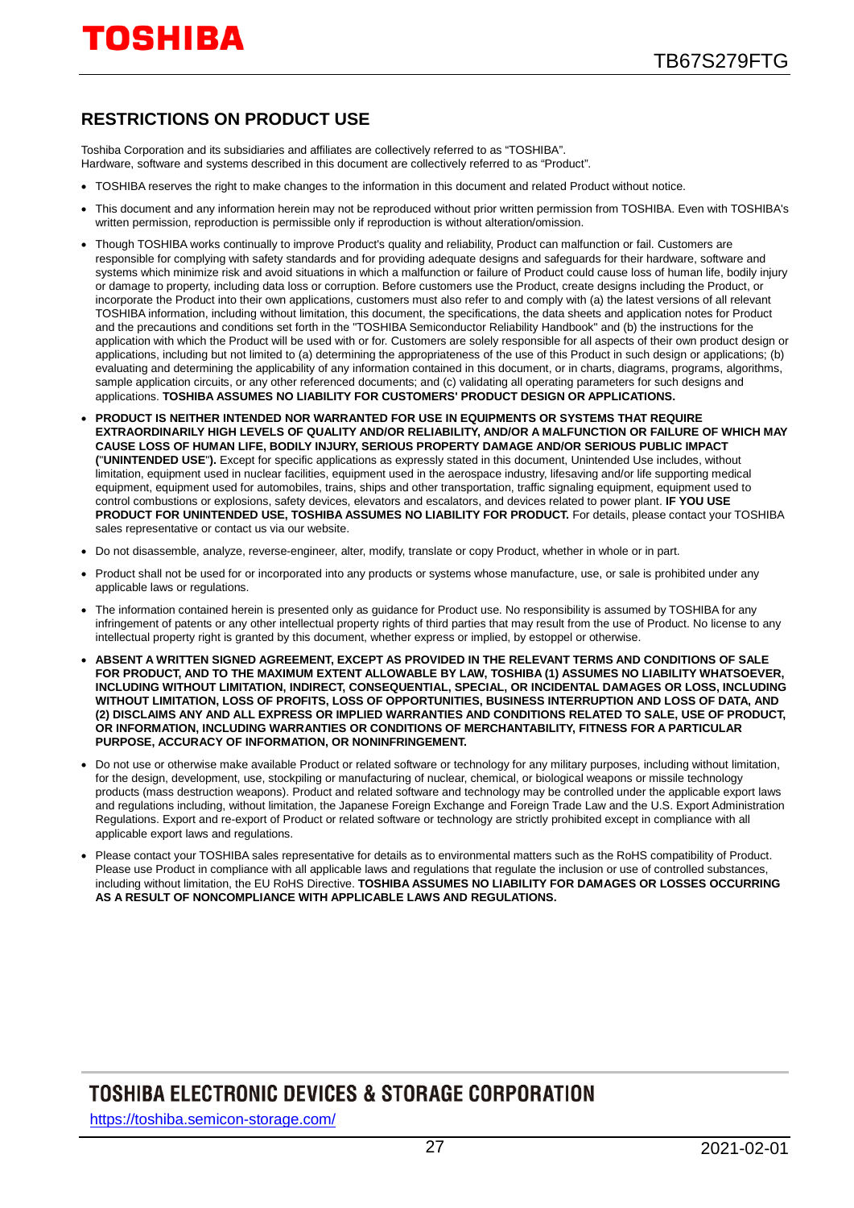## RESTRICTIONS ON PRODUCT USE

Toshiba Corporation and its subsidiaries and affiliates are collectively referred to as "TOSHIBA".
Hardware, software and systems described in this document are collectively referred to as "Product".

- TOSHIBA reserves the right to make changes to the information in this document and related Product without notice.
- This document and any information herein may not be reproduced without prior written permission from TOSHIBA. Even with TOSHIBA's written permission, reproduction is permissible only if reproduction is without alteration/omission.
- Though TOSHIBA works continually to improve Product's quality and reliability, Product can malfunction or fail. Customers are responsible for complying with safety standards and for providing adequate designs and safeguards for their hardware, software and systems which minimize risk and avoid situations in which a malfunction or failure of Product could cause loss of human life, bodily injury or damage to property, including data loss or corruption. Before customers use the Product, create designs including the Product, or incorporate the Product into their own applications, customers must also refer to and comply with (a) the latest versions of all relevant TOSHIBA information, including without limitation, this document, the specifications, the data sheets and application notes for Product and the precautions and conditions set forth in the "TOSHIBA Semiconductor Reliability Handbook" and (b) the instructions for the application with which the Product will be used with or for. Customers are solely responsible for all aspects of their own product design or applications, including but not limited to (a) determining the appropriateness of the use of this Product in such design or applications; (b) evaluating and determining the applicability of any information contained in this document, or in charts, diagrams, programs, algorithms, sample application circuits, or any other referenced documents; and (c) validating all operating parameters for such designs and applications. **TOSHIBA ASSUMES NO LIABILITY FOR CUSTOMERS' PRODUCT DESIGN OR APPLICATIONS.**
- **PRODUCT IS NEITHER INTENDED NOR WARRANTED FOR USE IN EQUIPMENTS OR SYSTEMS THAT REQUIRE EXTRAORDINARILY HIGH LEVELS OF QUALITY AND/OR RELIABILITY, AND/OR A MALFUNCTION OR FAILURE OF WHICH MAY CAUSE LOSS OF HUMAN LIFE, BODILY INJURY, SERIOUS PROPERTY DAMAGE AND/OR SERIOUS PUBLIC IMPACT ("UNINTENDED USE").** Except for specific applications as expressly stated in this document, Unintended Use includes, without limitation, equipment used in nuclear facilities, equipment used in the aerospace industry, lifesaving and/or life supporting medical equipment, equipment used for automobiles, trains, ships and other transportation, traffic signaling equipment, equipment used to control combustions or explosions, safety devices, elevators and escalators, and devices related to power plant. **IF YOU USE PRODUCT FOR UNINTENDED USE, TOSHIBA ASSUMES NO LIABILITY FOR PRODUCT.** For details, please contact your TOSHIBA sales representative or contact us via our website.
- Do not disassemble, analyze, reverse-engineer, alter, modify, translate or copy Product, whether in whole or in part.
- Product shall not be used for or incorporated into any products or systems whose manufacture, use, or sale is prohibited under any applicable laws or regulations.
- The information contained herein is presented only as guidance for Product use. No responsibility is assumed by TOSHIBA for any infringement of patents or any other intellectual property rights of third parties that may result from the use of Product. No license to any intellectual property right is granted by this document, whether express or implied, by estoppel or otherwise.
- **ABSENT A WRITTEN SIGNED AGREEMENT, EXCEPT AS PROVIDED IN THE RELEVANT TERMS AND CONDITIONS OF SALE FOR PRODUCT, AND TO THE MAXIMUM EXTENT ALLOWABLE BY LAW, TOSHIBA (1) ASSUMES NO LIABILITY WHATSOEVER, INCLUDING WITHOUT LIMITATION, INDIRECT, CONSEQUENTIAL, SPECIAL, OR INCIDENTAL DAMAGES OR LOSS, INCLUDING WITHOUT LIMITATION, LOSS OF PROFITS, LOSS OF OPPORTUNITIES, BUSINESS INTERRUPTION AND LOSS OF DATA, AND (2) DISCLAIMS ANY AND ALL EXPRESS OR IMPLIED WARRANTIES AND CONDITIONS RELATED TO SALE, USE OF PRODUCT, OR INFORMATION, INCLUDING WARRANTIES OR CONDITIONS OF MERCHANTABILITY, FITNESS FOR A PARTICULAR PURPOSE, ACCURACY OF INFORMATION, OR NONINFRINGEMENT.**
- Do not use or otherwise make available Product or related software or technology for any military purposes, including without limitation, for the design, development, use, stockpiling or manufacturing of nuclear, chemical, or biological weapons or missile technology products (mass destruction weapons). Product and related software and technology may be controlled under the applicable export laws and regulations including, without limitation, the Japanese Foreign Exchange and Foreign Trade Law and the U.S. Export Administration Regulations. Export and re-export of Product or related software or technology are strictly prohibited except in compliance with all applicable export laws and regulations.
- Please contact your TOSHIBA sales representative for details as to environmental matters such as the RoHS compatibility of Product. Please use Product in compliance with all applicable laws and regulations that regulate the inclusion or use of controlled substances, including without limitation, the EU RoHS Directive. **TOSHIBA ASSUMES NO LIABILITY FOR DAMAGES OR LOSSES OCCURRING AS A RESULT OF NONCOMPLIANCE WITH APPLICABLE LAWS AND REGULATIONS.**

## TOSHIBA ELECTRONIC DEVICES & STORAGE CORPORATION

https://toshiba.semicon-storage.com/